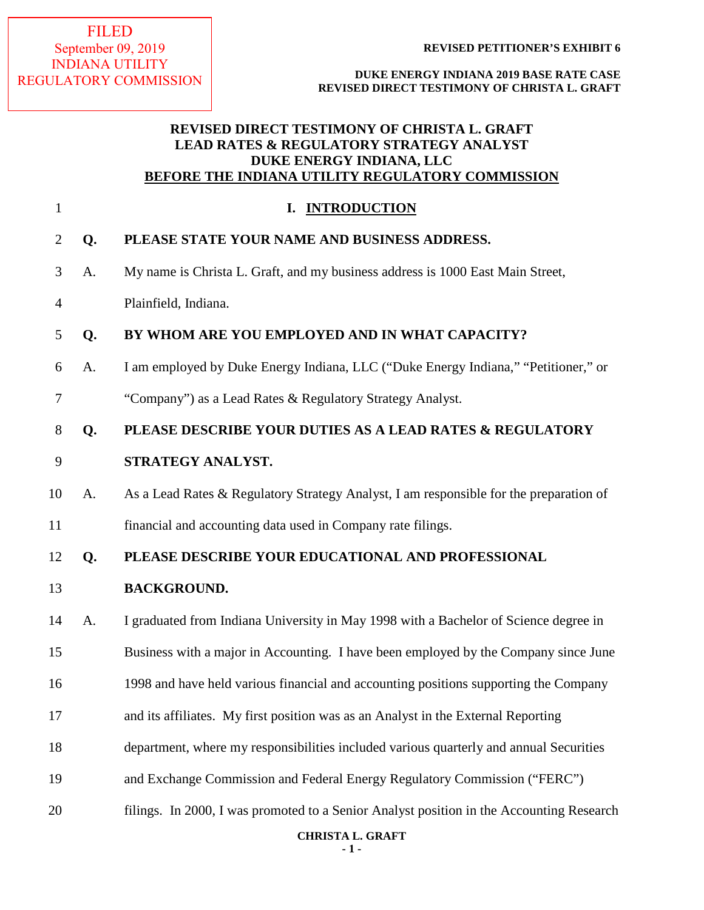FILED
September 09, 2019
INDIANA UTILITY
REGULATORY COMMISSION

**REVISED PETITIONER'S EXHIBIT 6**

**DUKE ENERGY INDIANA 2019 BASE RATE CASE**
**REVISED DIRECT TESTIMONY OF CHRISTA L. GRAFT**

# REVISED DIRECT TESTIMONY OF CHRISTA L. GRAFT
# LEAD RATES & REGULATORY STRATEGY ANALYST
# DUKE ENERGY INDIANA, LLC
# BEFORE THE INDIANA UTILITY REGULATORY COMMISSION

## I. INTRODUCTION

**Q. PLEASE STATE YOUR NAME AND BUSINESS ADDRESS.**

A. My name is Christa L. Graft, and my business address is 1000 East Main Street, Plainfield, Indiana.

**Q. BY WHOM ARE YOU EMPLOYED AND IN WHAT CAPACITY?**

A. I am employed by Duke Energy Indiana, LLC ("Duke Energy Indiana," "Petitioner," or "Company") as a Lead Rates & Regulatory Strategy Analyst.

**Q. PLEASE DESCRIBE YOUR DUTIES AS A LEAD RATES & REGULATORY STRATEGY ANALYST.**

A. As a Lead Rates & Regulatory Strategy Analyst, I am responsible for the preparation of financial and accounting data used in Company rate filings.

**Q. PLEASE DESCRIBE YOUR EDUCATIONAL AND PROFESSIONAL BACKGROUND.**

A. I graduated from Indiana University in May 1998 with a Bachelor of Science degree in Business with a major in Accounting. I have been employed by the Company since June 1998 and have held various financial and accounting positions supporting the Company and its affiliates. My first position was as an Analyst in the External Reporting department, where my responsibilities included various quarterly and annual Securities and Exchange Commission and Federal Energy Regulatory Commission ("FERC") filings. In 2000, I was promoted to a Senior Analyst position in the Accounting Research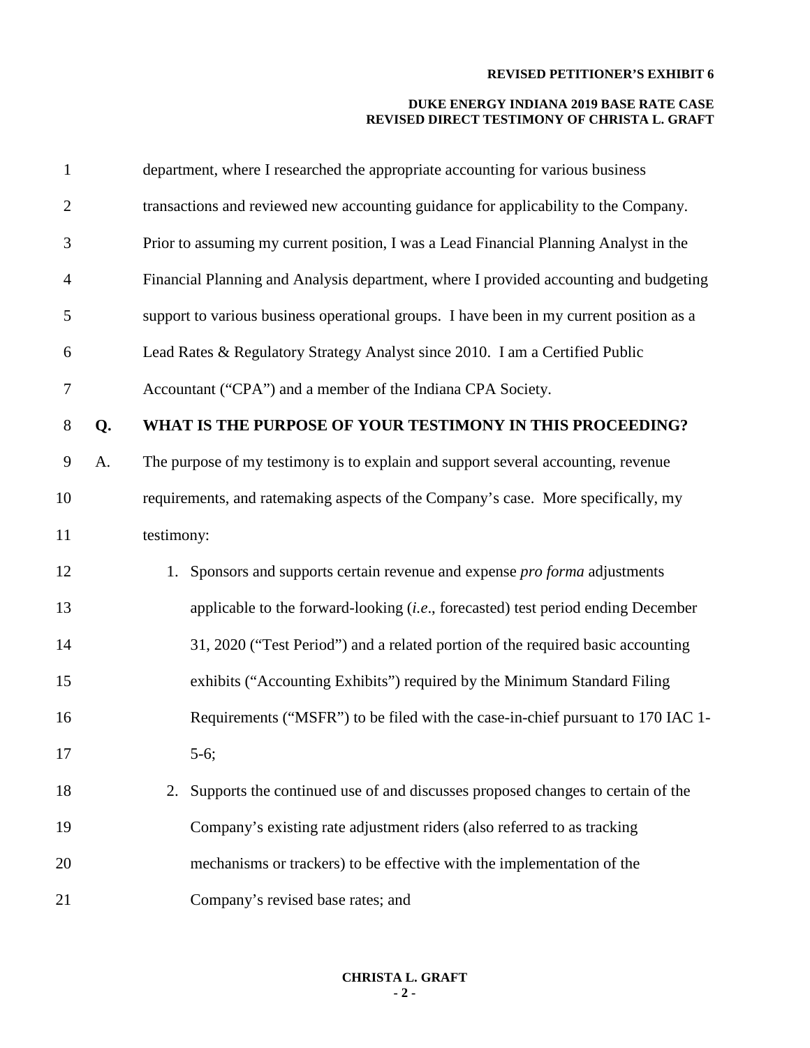department, where I researched the appropriate accounting for various business transactions and reviewed new accounting guidance for applicability to the Company. Prior to assuming my current position, I was a Lead Financial Planning Analyst in the Financial Planning and Analysis department, where I provided accounting and budgeting support to various business operational groups. I have been in my current position as a Lead Rates & Regulatory Strategy Analyst since 2010. I am a Certified Public Accountant ("CPA") and a member of the Indiana CPA Society.

**Q. WHAT IS THE PURPOSE OF YOUR TESTIMONY IN THIS PROCEEDING?**

A. The purpose of my testimony is to explain and support several accounting, revenue requirements, and ratemaking aspects of the Company's case. More specifically, my testimony:

1. Sponsors and supports certain revenue and expense *pro forma* adjustments applicable to the forward-looking (*i.e*., forecasted) test period ending December 31, 2020 ("Test Period") and a related portion of the required basic accounting exhibits ("Accounting Exhibits") required by the Minimum Standard Filing Requirements ("MSFR") to be filed with the case-in-chief pursuant to 170 IAC 1-5-6;
2. Supports the continued use of and discusses proposed changes to certain of the Company's existing rate adjustment riders (also referred to as tracking mechanisms or trackers) to be effective with the implementation of the Company's revised base rates; and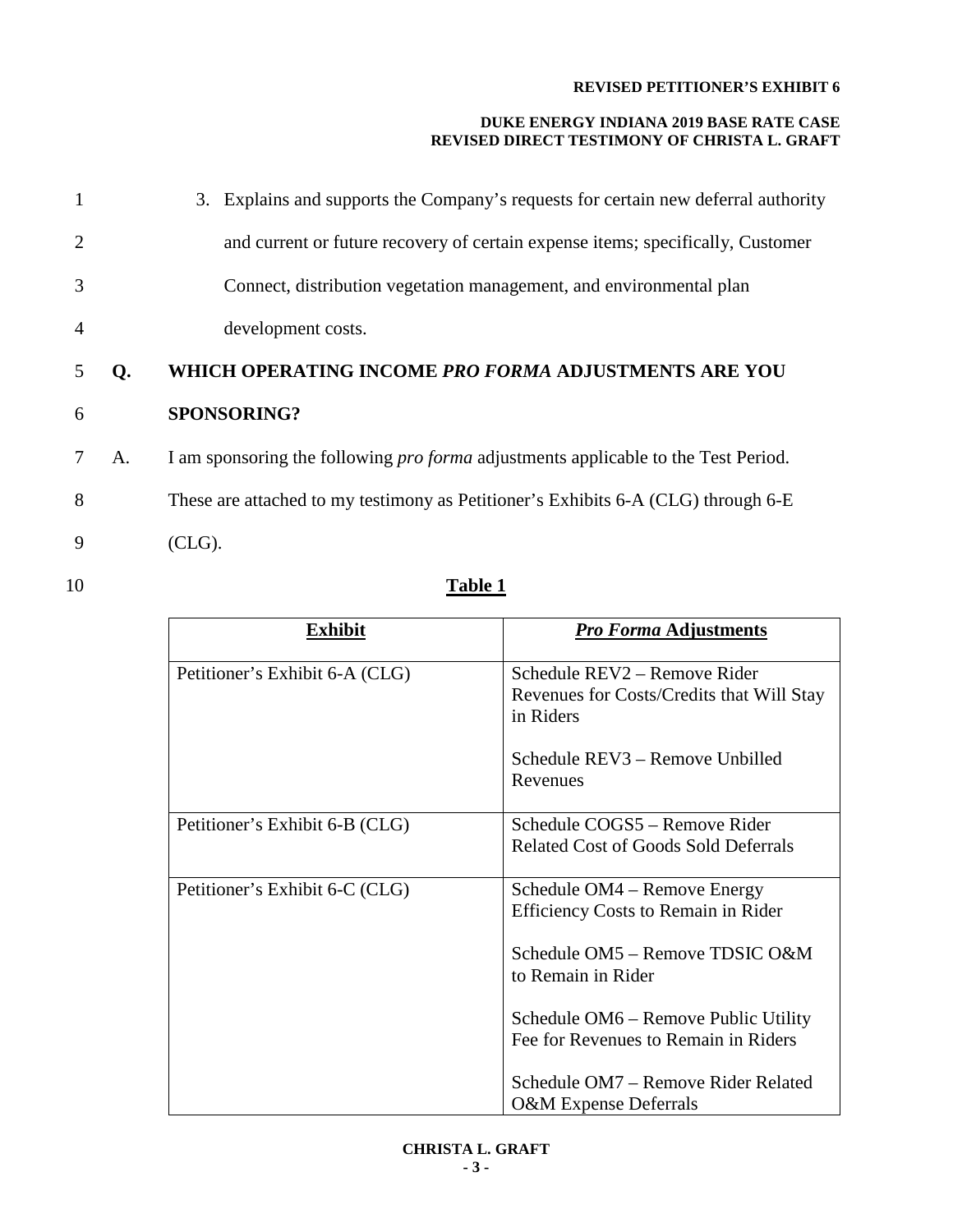3. Explains and supports the Company's requests for certain new deferral authority and current or future recovery of certain expense items; specifically, Customer Connect, distribution vegetation management, and environmental plan development costs.

**Q. WHICH OPERATING INCOME *PRO FORMA* ADJUSTMENTS ARE YOU SPONSORING?**

A. I am sponsoring the following *pro forma* adjustments applicable to the Test Period. These are attached to my testimony as Petitioner's Exhibits 6-A (CLG) through 6-E (CLG).

**Table 1**

| Exhibit | *Pro Forma* Adjustments |
|---|---|
| Petitioner's Exhibit 6-A (CLG) | Schedule REV2 – Remove Rider Revenues for Costs/Credits that Will Stay in Riders<br><br>Schedule REV3 – Remove Unbilled Revenues |
| Petitioner's Exhibit 6-B (CLG) | Schedule COGS5 – Remove Rider Related Cost of Goods Sold Deferrals |
| Petitioner's Exhibit 6-C (CLG) | Schedule OM4 – Remove Energy Efficiency Costs to Remain in Rider<br><br>Schedule OM5 – Remove TDSIC O&M to Remain in Rider<br><br>Schedule OM6 – Remove Public Utility Fee for Revenues to Remain in Riders<br><br>Schedule OM7 – Remove Rider Related O&M Expense Deferrals |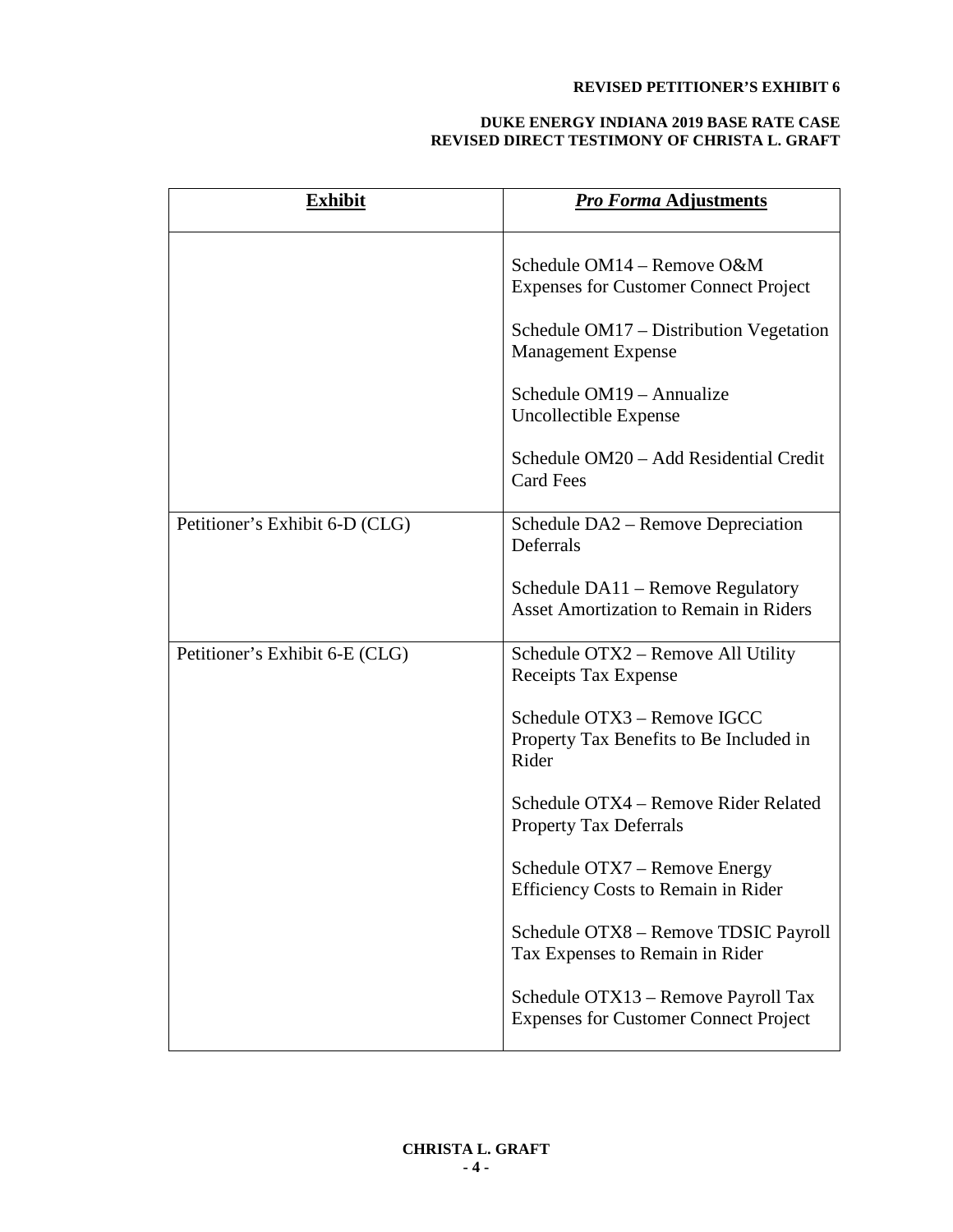| **Exhibit** | ***Pro Forma* Adjustments** |
|---|---|
| | Schedule OM14 – Remove O&M Expenses for Customer Connect Project<br><br>Schedule OM17 – Distribution Vegetation Management Expense<br><br>Schedule OM19 – Annualize Uncollectible Expense<br><br>Schedule OM20 – Add Residential Credit Card Fees |
| Petitioner's Exhibit 6-D (CLG) | Schedule DA2 – Remove Depreciation Deferrals<br><br>Schedule DA11 – Remove Regulatory Asset Amortization to Remain in Riders |
| Petitioner's Exhibit 6-E (CLG) | Schedule OTX2 – Remove All Utility Receipts Tax Expense<br><br>Schedule OTX3 – Remove IGCC Property Tax Benefits to Be Included in Rider<br><br>Schedule OTX4 – Remove Rider Related Property Tax Deferrals<br><br>Schedule OTX7 – Remove Energy Efficiency Costs to Remain in Rider<br><br>Schedule OTX8 – Remove TDSIC Payroll Tax Expenses to Remain in Rider<br><br>Schedule OTX13 – Remove Payroll Tax Expenses for Customer Connect Project |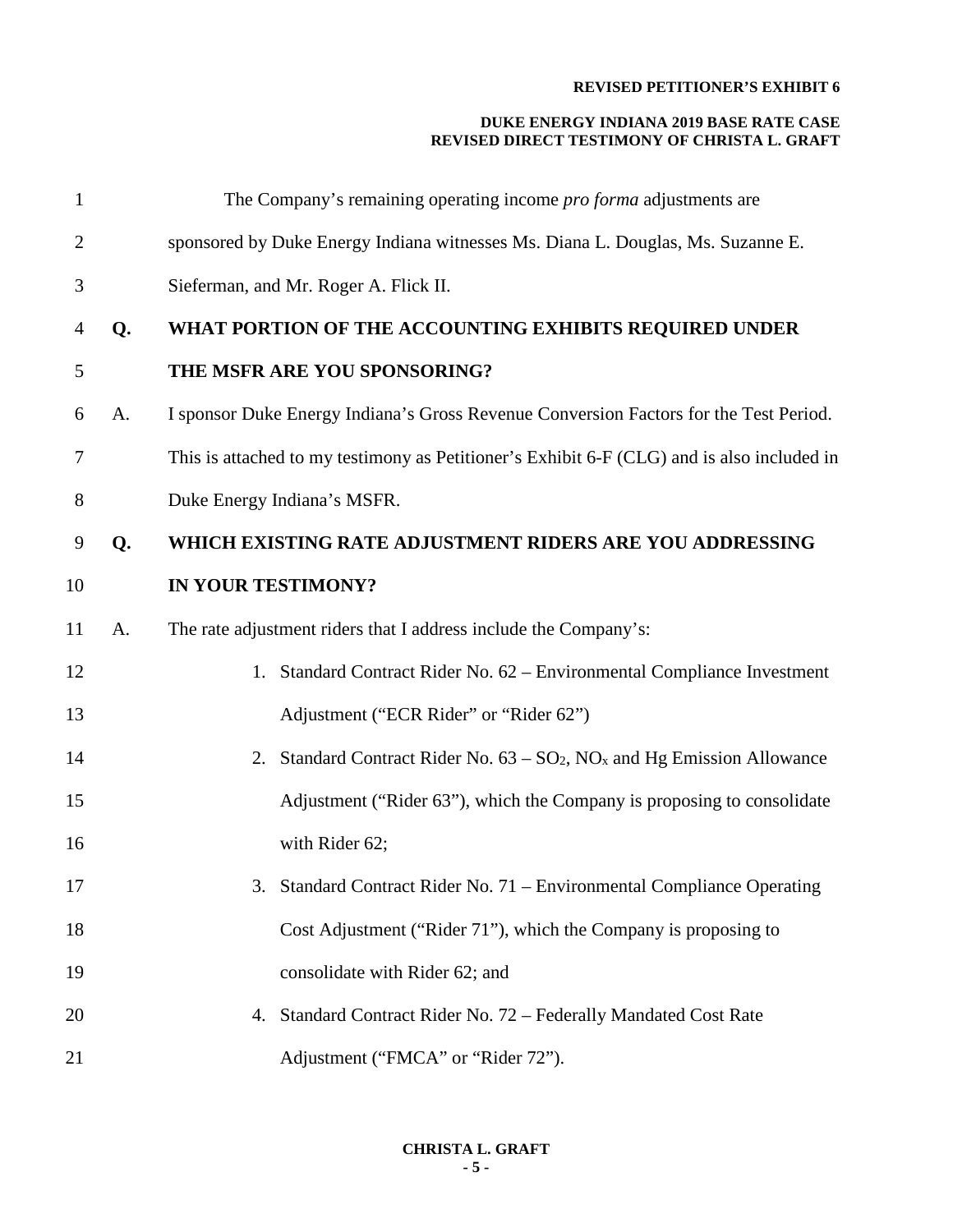The Company's remaining operating income *pro forma* adjustments are sponsored by Duke Energy Indiana witnesses Ms. Diana L. Douglas, Ms. Suzanne E. Sieferman, and Mr. Roger A. Flick II.

**Q. WHAT PORTION OF THE ACCOUNTING EXHIBITS REQUIRED UNDER THE MSFR ARE YOU SPONSORING?**

A. I sponsor Duke Energy Indiana's Gross Revenue Conversion Factors for the Test Period. This is attached to my testimony as Petitioner's Exhibit 6-F (CLG) and is also included in Duke Energy Indiana's MSFR.

**Q. WHICH EXISTING RATE ADJUSTMENT RIDERS ARE YOU ADDRESSING IN YOUR TESTIMONY?**

A. The rate adjustment riders that I address include the Company's:

1. Standard Contract Rider No. 62 – Environmental Compliance Investment Adjustment ("ECR Rider" or "Rider 62")
2. Standard Contract Rider No. 63 – $SO_2$, $NO_x$ and Hg Emission Allowance Adjustment ("Rider 63"), which the Company is proposing to consolidate with Rider 62;
3. Standard Contract Rider No. 71 – Environmental Compliance Operating Cost Adjustment ("Rider 71"), which the Company is proposing to consolidate with Rider 62; and
4. Standard Contract Rider No. 72 – Federally Mandated Cost Rate Adjustment ("FMCA" or "Rider 72").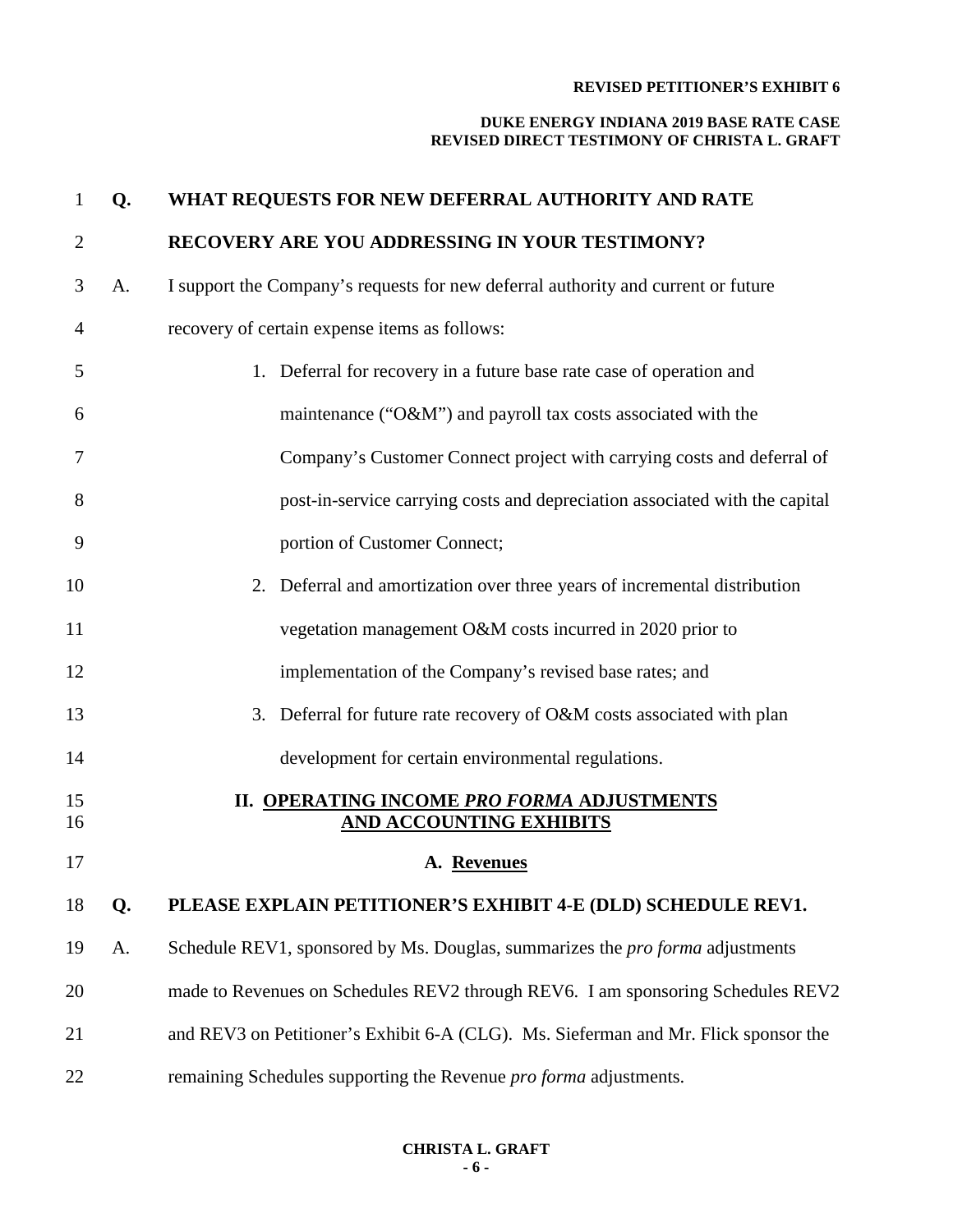**Q. WHAT REQUESTS FOR NEW DEFERRAL AUTHORITY AND RATE RECOVERY ARE YOU ADDRESSING IN YOUR TESTIMONY?**

A. I support the Company's requests for new deferral authority and current or future recovery of certain expense items as follows:

1. Deferral for recovery in a future base rate case of operation and maintenance ("O&M") and payroll tax costs associated with the Company's Customer Connect project with carrying costs and deferral of post-in-service carrying costs and depreciation associated with the capital portion of Customer Connect;
2. Deferral and amortization over three years of incremental distribution vegetation management O&M costs incurred in 2020 prior to implementation of the Company's revised base rates; and
3. Deferral for future rate recovery of O&M costs associated with plan development for certain environmental regulations.

## II. OPERATING INCOME *PRO FORMA* ADJUSTMENTS AND ACCOUNTING EXHIBITS

### A. Revenues

**Q. PLEASE EXPLAIN PETITIONER'S EXHIBIT 4-E (DLD) SCHEDULE REV1.**

A. Schedule REV1, sponsored by Ms. Douglas, summarizes the *pro forma* adjustments made to Revenues on Schedules REV2 through REV6. I am sponsoring Schedules REV2 and REV3 on Petitioner's Exhibit 6-A (CLG). Ms. Sieferman and Mr. Flick sponsor the remaining Schedules supporting the Revenue *pro forma* adjustments.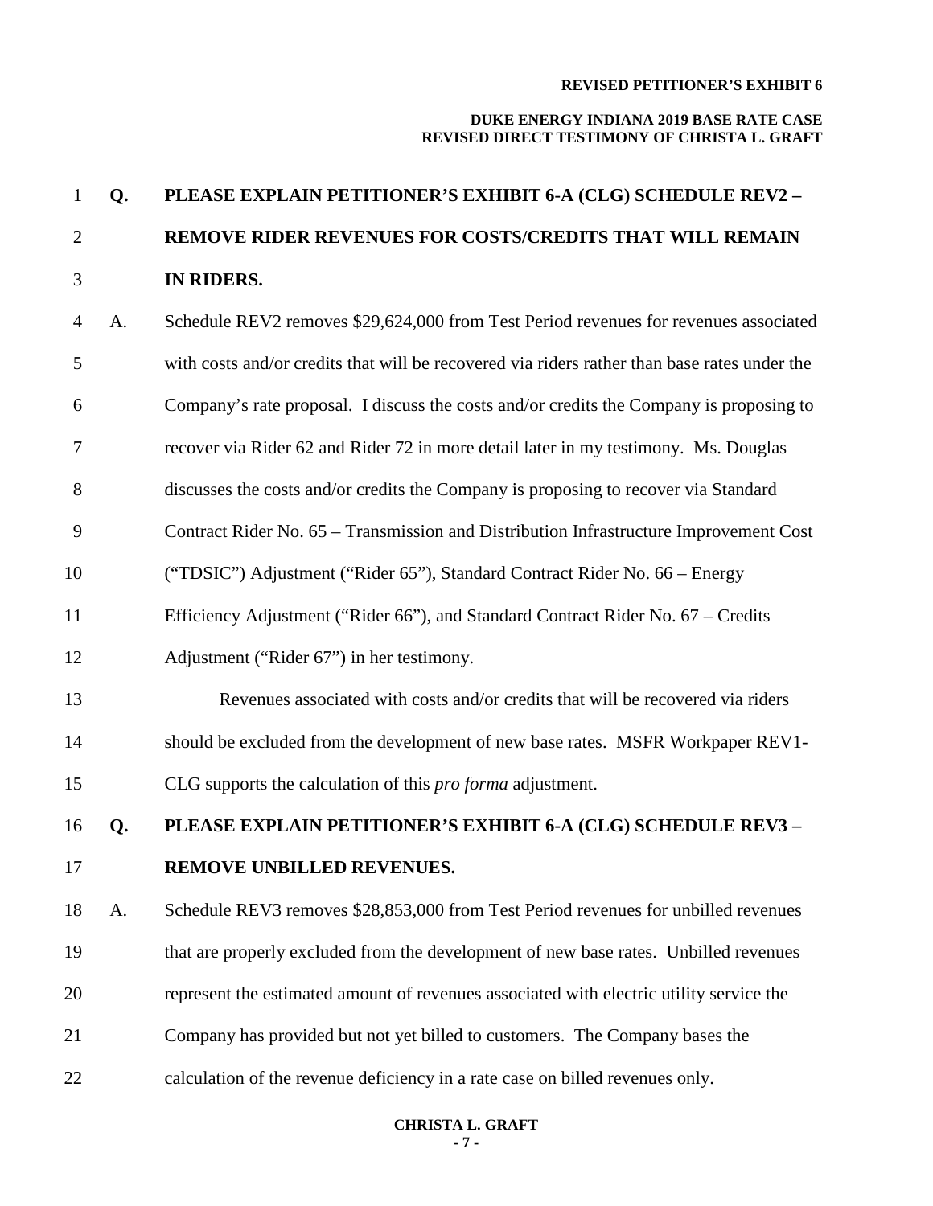**Q. PLEASE EXPLAIN PETITIONER'S EXHIBIT 6-A (CLG) SCHEDULE REV2 – REMOVE RIDER REVENUES FOR COSTS/CREDITS THAT WILL REMAIN IN RIDERS.**

A. Schedule REV2 removes $29,624,000 from Test Period revenues for revenues associated with costs and/or credits that will be recovered via riders rather than base rates under the Company's rate proposal. I discuss the costs and/or credits the Company is proposing to recover via Rider 62 and Rider 72 in more detail later in my testimony. Ms. Douglas discusses the costs and/or credits the Company is proposing to recover via Standard Contract Rider No. 65 – Transmission and Distribution Infrastructure Improvement Cost ("TDSIC") Adjustment ("Rider 65"), Standard Contract Rider No. 66 – Energy Efficiency Adjustment ("Rider 66"), and Standard Contract Rider No. 67 – Credits Adjustment ("Rider 67") in her testimony.

Revenues associated with costs and/or credits that will be recovered via riders should be excluded from the development of new base rates. MSFR Workpaper REV1-CLG supports the calculation of this *pro forma* adjustment.

**Q. PLEASE EXPLAIN PETITIONER'S EXHIBIT 6-A (CLG) SCHEDULE REV3 – REMOVE UNBILLED REVENUES.**

A. Schedule REV3 removes $28,853,000 from Test Period revenues for unbilled revenues that are properly excluded from the development of new base rates. Unbilled revenues represent the estimated amount of revenues associated with electric utility service the Company has provided but not yet billed to customers. The Company bases the calculation of the revenue deficiency in a rate case on billed revenues only.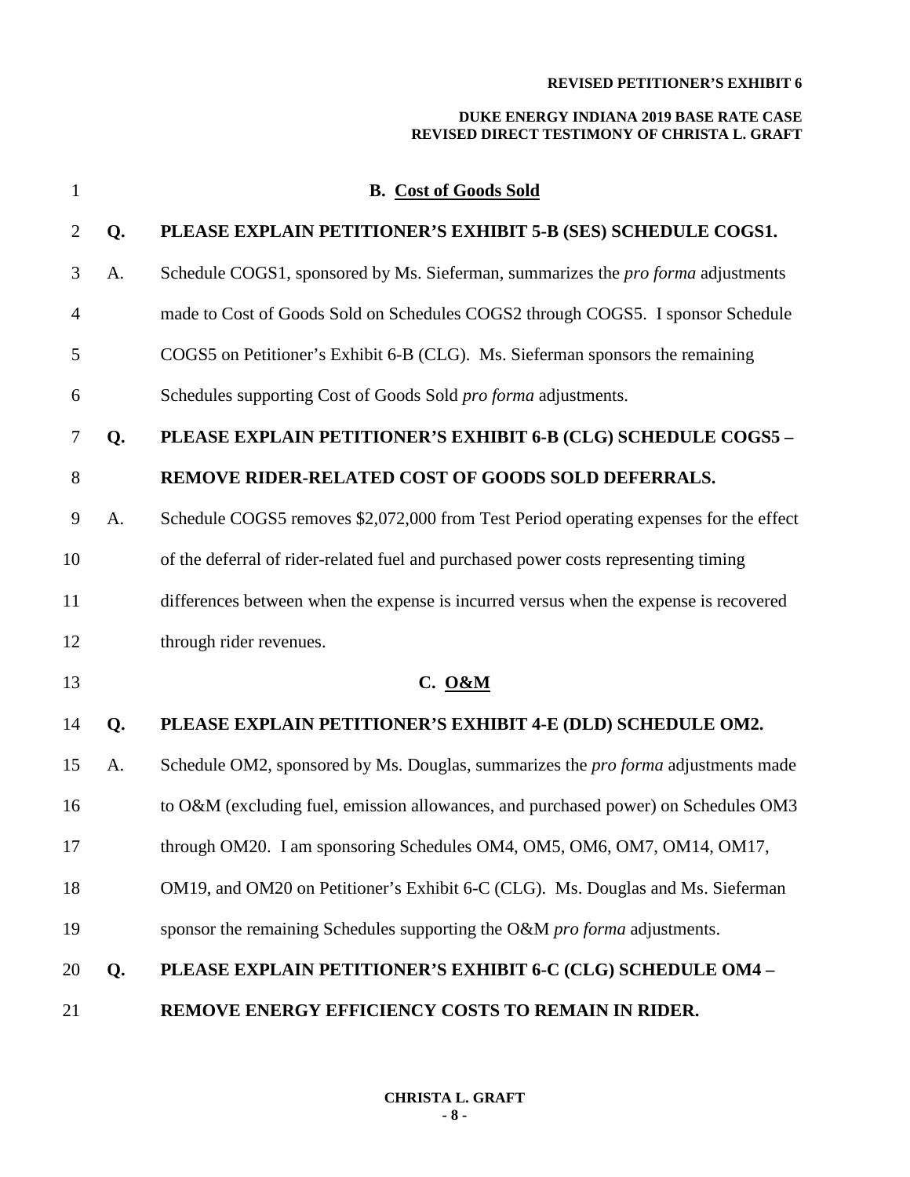### B. Cost of Goods Sold

**Q. PLEASE EXPLAIN PETITIONER'S EXHIBIT 5-B (SES) SCHEDULE COGS1.**

A. Schedule COGS1, sponsored by Ms. Sieferman, summarizes the *pro forma* adjustments made to Cost of Goods Sold on Schedules COGS2 through COGS5. I sponsor Schedule COGS5 on Petitioner's Exhibit 6-B (CLG). Ms. Sieferman sponsors the remaining Schedules supporting Cost of Goods Sold *pro forma* adjustments.

**Q. PLEASE EXPLAIN PETITIONER'S EXHIBIT 6-B (CLG) SCHEDULE COGS5 – REMOVE RIDER-RELATED COST OF GOODS SOLD DEFERRALS.**

A. Schedule COGS5 removes $2,072,000 from Test Period operating expenses for the effect of the deferral of rider-related fuel and purchased power costs representing timing differences between when the expense is incurred versus when the expense is recovered through rider revenues.

### C. O&M

**Q. PLEASE EXPLAIN PETITIONER'S EXHIBIT 4-E (DLD) SCHEDULE OM2.**

A. Schedule OM2, sponsored by Ms. Douglas, summarizes the *pro forma* adjustments made to O&M (excluding fuel, emission allowances, and purchased power) on Schedules OM3 through OM20. I am sponsoring Schedules OM4, OM5, OM6, OM7, OM14, OM17, OM19, and OM20 on Petitioner's Exhibit 6-C (CLG). Ms. Douglas and Ms. Sieferman sponsor the remaining Schedules supporting the O&M *pro forma* adjustments.

**Q. PLEASE EXPLAIN PETITIONER'S EXHIBIT 6-C (CLG) SCHEDULE OM4 – REMOVE ENERGY EFFICIENCY COSTS TO REMAIN IN RIDER.**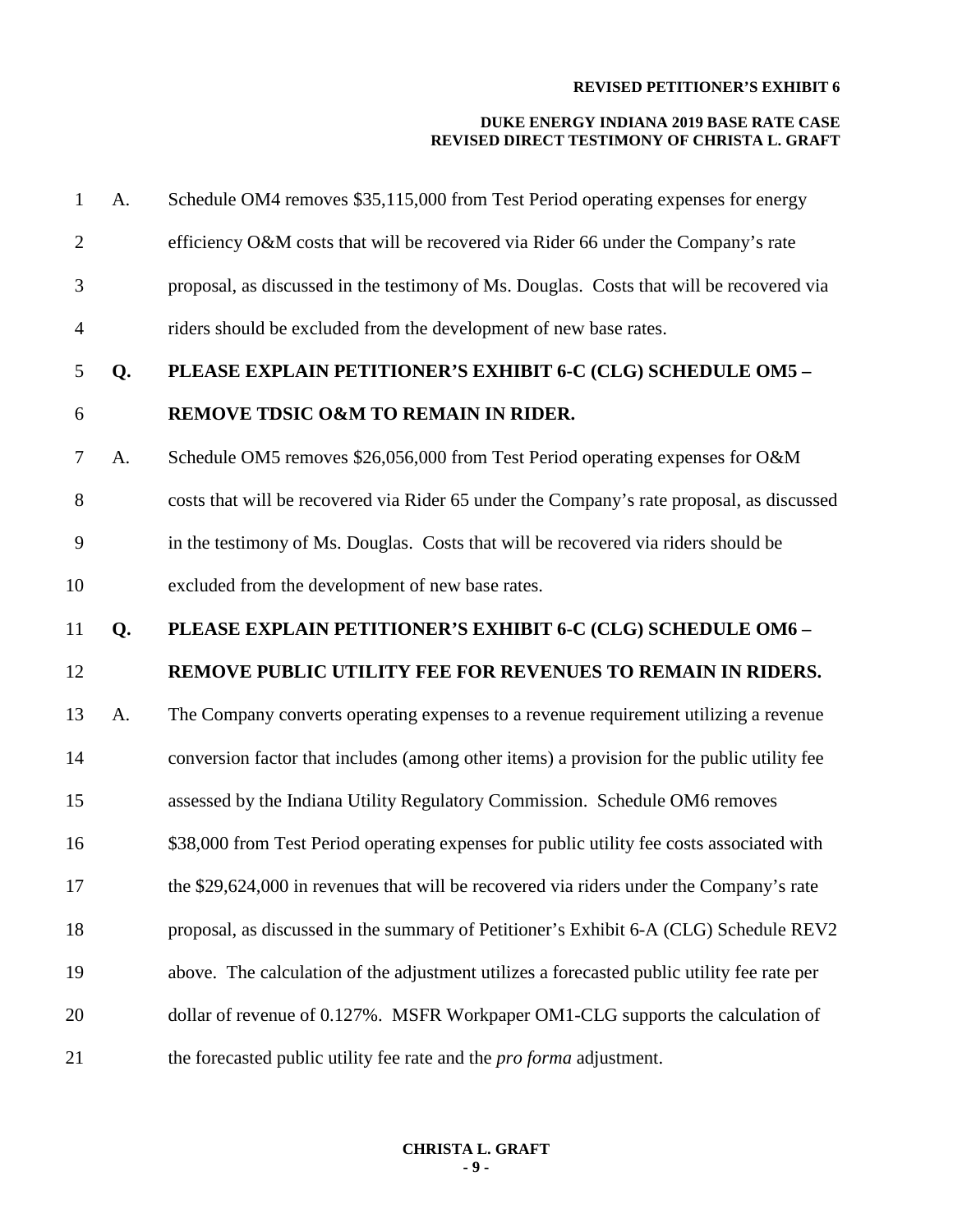A. Schedule OM4 removes $35,115,000 from Test Period operating expenses for energy efficiency O&M costs that will be recovered via Rider 66 under the Company's rate proposal, as discussed in the testimony of Ms. Douglas. Costs that will be recovered via riders should be excluded from the development of new base rates.

**Q. PLEASE EXPLAIN PETITIONER'S EXHIBIT 6-C (CLG) SCHEDULE OM5 – REMOVE TDSIC O&M TO REMAIN IN RIDER.**

A. Schedule OM5 removes $26,056,000 from Test Period operating expenses for O&M costs that will be recovered via Rider 65 under the Company's rate proposal, as discussed in the testimony of Ms. Douglas. Costs that will be recovered via riders should be excluded from the development of new base rates.

**Q. PLEASE EXPLAIN PETITIONER'S EXHIBIT 6-C (CLG) SCHEDULE OM6 – REMOVE PUBLIC UTILITY FEE FOR REVENUES TO REMAIN IN RIDERS.**

A. The Company converts operating expenses to a revenue requirement utilizing a revenue conversion factor that includes (among other items) a provision for the public utility fee assessed by the Indiana Utility Regulatory Commission. Schedule OM6 removes $38,000 from Test Period operating expenses for public utility fee costs associated with the $29,624,000 in revenues that will be recovered via riders under the Company's rate proposal, as discussed in the summary of Petitioner's Exhibit 6-A (CLG) Schedule REV2 above. The calculation of the adjustment utilizes a forecasted public utility fee rate per dollar of revenue of 0.127%. MSFR Workpaper OM1-CLG supports the calculation of the forecasted public utility fee rate and the *pro forma* adjustment.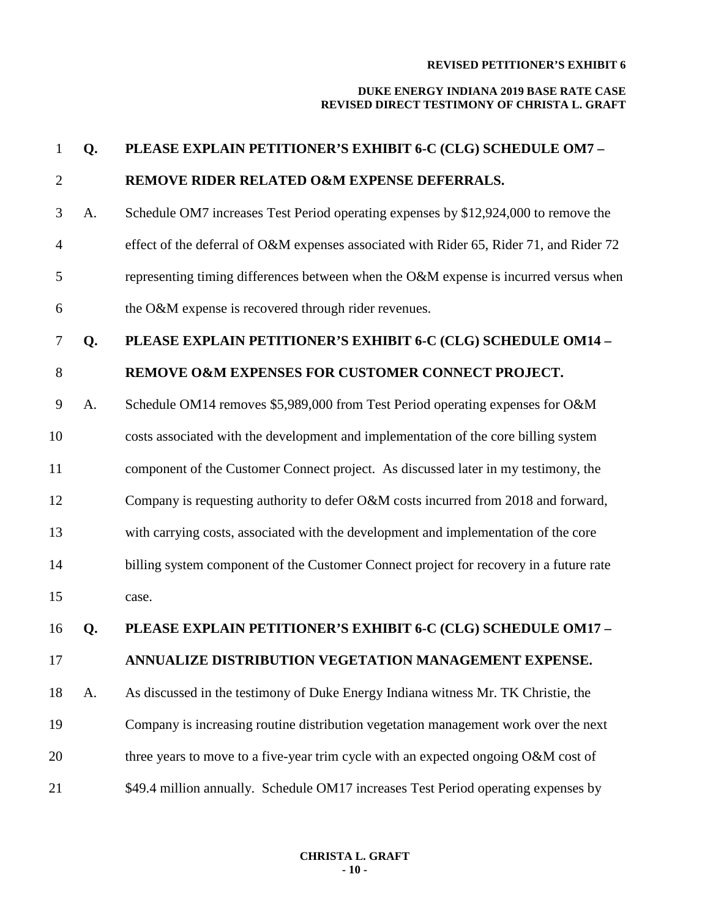**Q. PLEASE EXPLAIN PETITIONER'S EXHIBIT 6-C (CLG) SCHEDULE OM7 – REMOVE RIDER RELATED O&M EXPENSE DEFERRALS.**

A. Schedule OM7 increases Test Period operating expenses by $12,924,000 to remove the effect of the deferral of O&M expenses associated with Rider 65, Rider 71, and Rider 72 representing timing differences between when the O&M expense is incurred versus when the O&M expense is recovered through rider revenues.

**Q. PLEASE EXPLAIN PETITIONER'S EXHIBIT 6-C (CLG) SCHEDULE OM14 – REMOVE O&M EXPENSES FOR CUSTOMER CONNECT PROJECT.**

A. Schedule OM14 removes $5,989,000 from Test Period operating expenses for O&M costs associated with the development and implementation of the core billing system component of the Customer Connect project. As discussed later in my testimony, the Company is requesting authority to defer O&M costs incurred from 2018 and forward, with carrying costs, associated with the development and implementation of the core billing system component of the Customer Connect project for recovery in a future rate case.

**Q. PLEASE EXPLAIN PETITIONER'S EXHIBIT 6-C (CLG) SCHEDULE OM17 – ANNUALIZE DISTRIBUTION VEGETATION MANAGEMENT EXPENSE.**

A. As discussed in the testimony of Duke Energy Indiana witness Mr. TK Christie, the Company is increasing routine distribution vegetation management work over the next three years to move to a five-year trim cycle with an expected ongoing O&M cost of $49.4 million annually. Schedule OM17 increases Test Period operating expenses by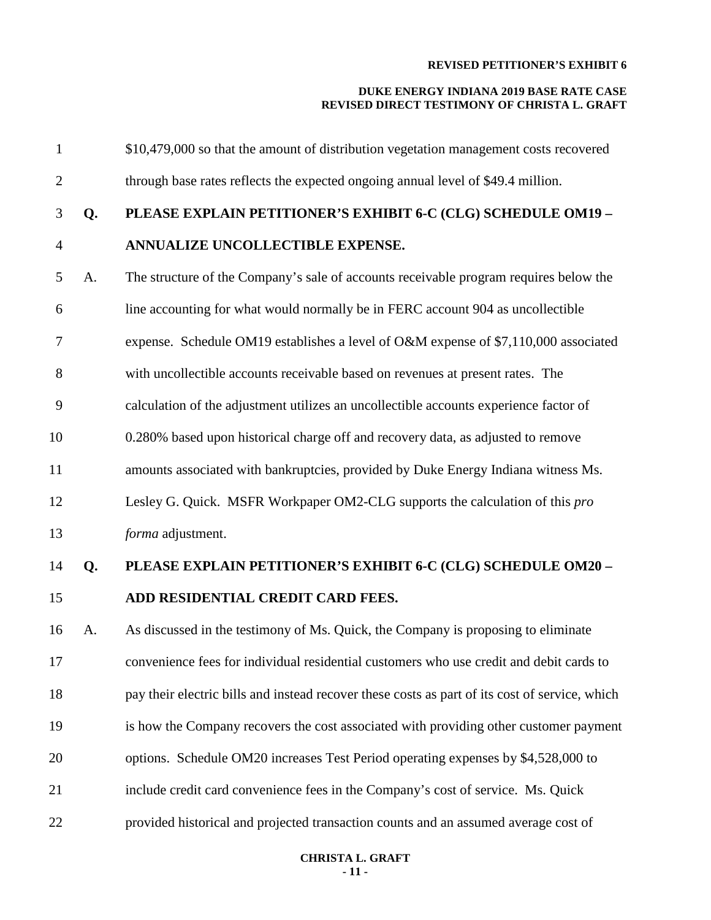$10,479,000 so that the amount of distribution vegetation management costs recovered through base rates reflects the expected ongoing annual level of $49.4 million.

**Q. PLEASE EXPLAIN PETITIONER'S EXHIBIT 6-C (CLG) SCHEDULE OM19 – ANNUALIZE UNCOLLECTIBLE EXPENSE.**

A. The structure of the Company's sale of accounts receivable program requires below the line accounting for what would normally be in FERC account 904 as uncollectible expense. Schedule OM19 establishes a level of O&M expense of $7,110,000 associated with uncollectible accounts receivable based on revenues at present rates. The calculation of the adjustment utilizes an uncollectible accounts experience factor of 0.280% based upon historical charge off and recovery data, as adjusted to remove amounts associated with bankruptcies, provided by Duke Energy Indiana witness Ms. Lesley G. Quick. MSFR Workpaper OM2-CLG supports the calculation of this *pro forma* adjustment.

**Q. PLEASE EXPLAIN PETITIONER'S EXHIBIT 6-C (CLG) SCHEDULE OM20 – ADD RESIDENTIAL CREDIT CARD FEES.**

A. As discussed in the testimony of Ms. Quick, the Company is proposing to eliminate convenience fees for individual residential customers who use credit and debit cards to pay their electric bills and instead recover these costs as part of its cost of service, which is how the Company recovers the cost associated with providing other customer payment options. Schedule OM20 increases Test Period operating expenses by $4,528,000 to include credit card convenience fees in the Company's cost of service. Ms. Quick provided historical and projected transaction counts and an assumed average cost of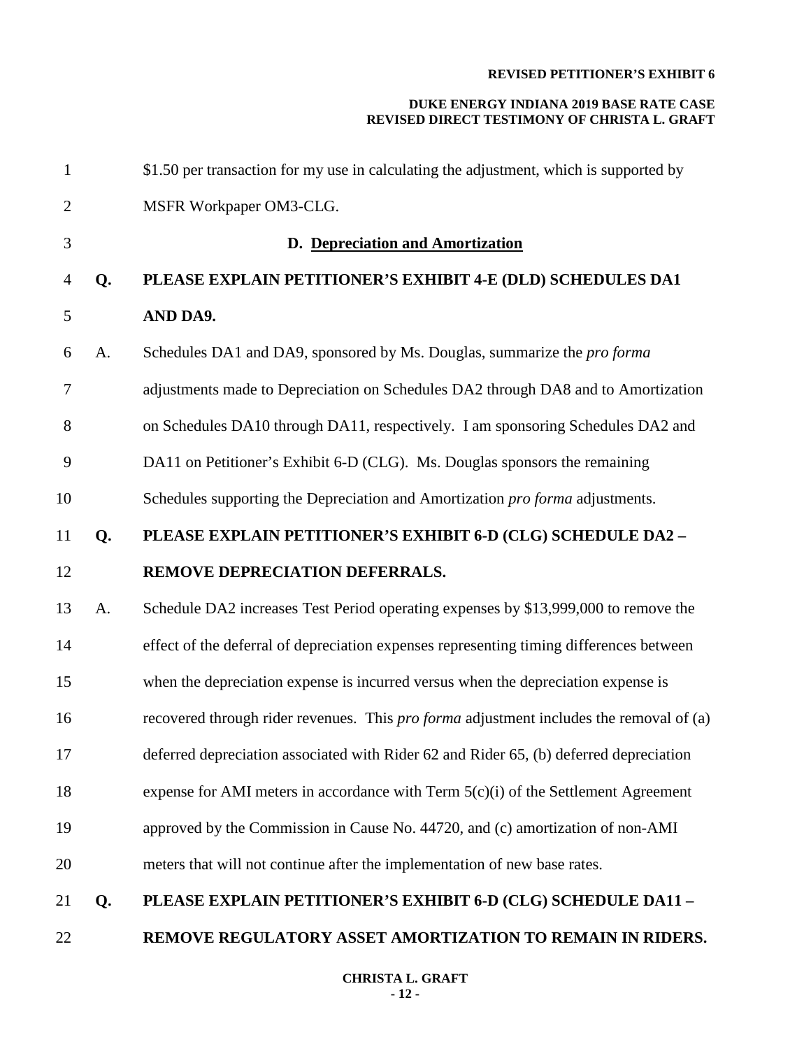$1.50 per transaction for my use in calculating the adjustment, which is supported by MSFR Workpaper OM3-CLG.

### D. Depreciation and Amortization

**Q. PLEASE EXPLAIN PETITIONER'S EXHIBIT 4-E (DLD) SCHEDULES DA1 AND DA9.**

A. Schedules DA1 and DA9, sponsored by Ms. Douglas, summarize the *pro forma* adjustments made to Depreciation on Schedules DA2 through DA8 and to Amortization on Schedules DA10 through DA11, respectively. I am sponsoring Schedules DA2 and DA11 on Petitioner's Exhibit 6-D (CLG). Ms. Douglas sponsors the remaining Schedules supporting the Depreciation and Amortization *pro forma* adjustments.

**Q. PLEASE EXPLAIN PETITIONER'S EXHIBIT 6-D (CLG) SCHEDULE DA2 – REMOVE DEPRECIATION DEFERRALS.**

A. Schedule DA2 increases Test Period operating expenses by $13,999,000 to remove the effect of the deferral of depreciation expenses representing timing differences between when the depreciation expense is incurred versus when the depreciation expense is recovered through rider revenues. This *pro forma* adjustment includes the removal of (a) deferred depreciation associated with Rider 62 and Rider 65, (b) deferred depreciation expense for AMI meters in accordance with Term 5(c)(i) of the Settlement Agreement approved by the Commission in Cause No. 44720, and (c) amortization of non-AMI meters that will not continue after the implementation of new base rates.

**Q. PLEASE EXPLAIN PETITIONER'S EXHIBIT 6-D (CLG) SCHEDULE DA11 – REMOVE REGULATORY ASSET AMORTIZATION TO REMAIN IN RIDERS.**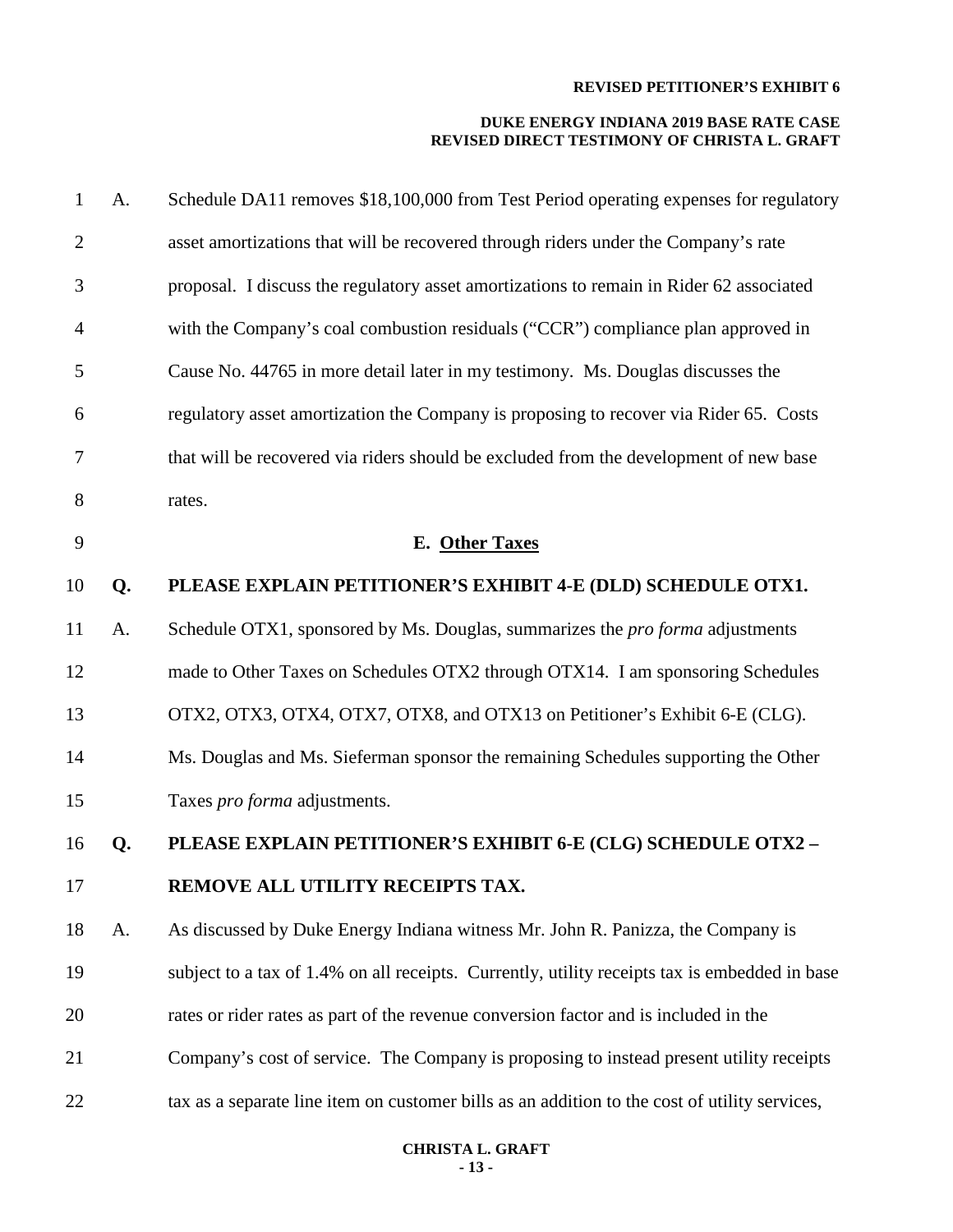A. Schedule DA11 removes $18,100,000 from Test Period operating expenses for regulatory asset amortizations that will be recovered through riders under the Company's rate proposal. I discuss the regulatory asset amortizations to remain in Rider 62 associated with the Company's coal combustion residuals ("CCR") compliance plan approved in Cause No. 44765 in more detail later in my testimony. Ms. Douglas discusses the regulatory asset amortization the Company is proposing to recover via Rider 65. Costs that will be recovered via riders should be excluded from the development of new base rates.

### E. Other Taxes

**Q. PLEASE EXPLAIN PETITIONER'S EXHIBIT 4-E (DLD) SCHEDULE OTX1.**

A. Schedule OTX1, sponsored by Ms. Douglas, summarizes the *pro forma* adjustments made to Other Taxes on Schedules OTX2 through OTX14. I am sponsoring Schedules OTX2, OTX3, OTX4, OTX7, OTX8, and OTX13 on Petitioner's Exhibit 6-E (CLG). Ms. Douglas and Ms. Sieferman sponsor the remaining Schedules supporting the Other Taxes *pro forma* adjustments.

**Q. PLEASE EXPLAIN PETITIONER'S EXHIBIT 6-E (CLG) SCHEDULE OTX2 – REMOVE ALL UTILITY RECEIPTS TAX.**

A. As discussed by Duke Energy Indiana witness Mr. John R. Panizza, the Company is subject to a tax of 1.4% on all receipts. Currently, utility receipts tax is embedded in base rates or rider rates as part of the revenue conversion factor and is included in the Company's cost of service. The Company is proposing to instead present utility receipts tax as a separate line item on customer bills as an addition to the cost of utility services,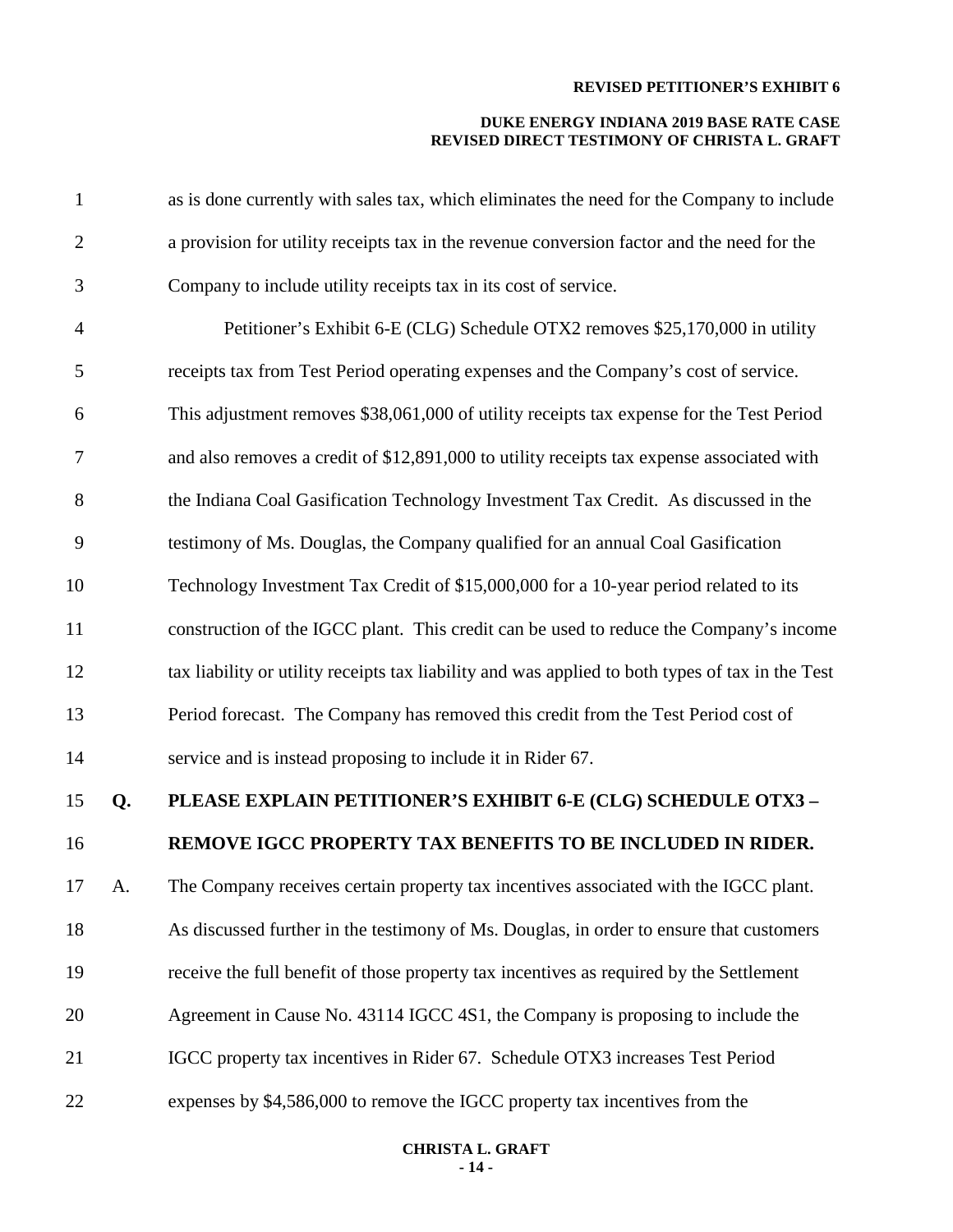as is done currently with sales tax, which eliminates the need for the Company to include a provision for utility receipts tax in the revenue conversion factor and the need for the Company to include utility receipts tax in its cost of service.

Petitioner's Exhibit 6-E (CLG) Schedule OTX2 removes $25,170,000 in utility receipts tax from Test Period operating expenses and the Company's cost of service. This adjustment removes $38,061,000 of utility receipts tax expense for the Test Period and also removes a credit of $12,891,000 to utility receipts tax expense associated with the Indiana Coal Gasification Technology Investment Tax Credit. As discussed in the testimony of Ms. Douglas, the Company qualified for an annual Coal Gasification Technology Investment Tax Credit of $15,000,000 for a 10-year period related to its construction of the IGCC plant. This credit can be used to reduce the Company's income tax liability or utility receipts tax liability and was applied to both types of tax in the Test Period forecast. The Company has removed this credit from the Test Period cost of service and is instead proposing to include it in Rider 67.

**Q. PLEASE EXPLAIN PETITIONER'S EXHIBIT 6-E (CLG) SCHEDULE OTX3 – REMOVE IGCC PROPERTY TAX BENEFITS TO BE INCLUDED IN RIDER.**

A. The Company receives certain property tax incentives associated with the IGCC plant. As discussed further in the testimony of Ms. Douglas, in order to ensure that customers receive the full benefit of those property tax incentives as required by the Settlement Agreement in Cause No. 43114 IGCC 4S1, the Company is proposing to include the IGCC property tax incentives in Rider 67. Schedule OTX3 increases Test Period expenses by $4,586,000 to remove the IGCC property tax incentives from the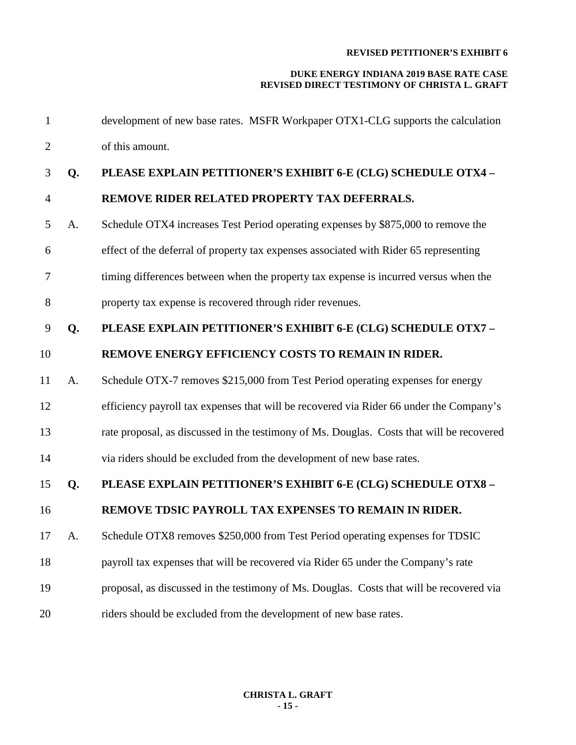development of new base rates. MSFR Workpaper OTX1-CLG supports the calculation of this amount.

**Q. PLEASE EXPLAIN PETITIONER'S EXHIBIT 6-E (CLG) SCHEDULE OTX4 – REMOVE RIDER RELATED PROPERTY TAX DEFERRALS.**

A. Schedule OTX4 increases Test Period operating expenses by $875,000 to remove the effect of the deferral of property tax expenses associated with Rider 65 representing timing differences between when the property tax expense is incurred versus when the property tax expense is recovered through rider revenues.

**Q. PLEASE EXPLAIN PETITIONER'S EXHIBIT 6-E (CLG) SCHEDULE OTX7 – REMOVE ENERGY EFFICIENCY COSTS TO REMAIN IN RIDER.**

A. Schedule OTX-7 removes $215,000 from Test Period operating expenses for energy efficiency payroll tax expenses that will be recovered via Rider 66 under the Company's rate proposal, as discussed in the testimony of Ms. Douglas. Costs that will be recovered via riders should be excluded from the development of new base rates.

**Q. PLEASE EXPLAIN PETITIONER'S EXHIBIT 6-E (CLG) SCHEDULE OTX8 – REMOVE TDSIC PAYROLL TAX EXPENSES TO REMAIN IN RIDER.**

A. Schedule OTX8 removes $250,000 from Test Period operating expenses for TDSIC payroll tax expenses that will be recovered via Rider 65 under the Company's rate proposal, as discussed in the testimony of Ms. Douglas. Costs that will be recovered via riders should be excluded from the development of new base rates.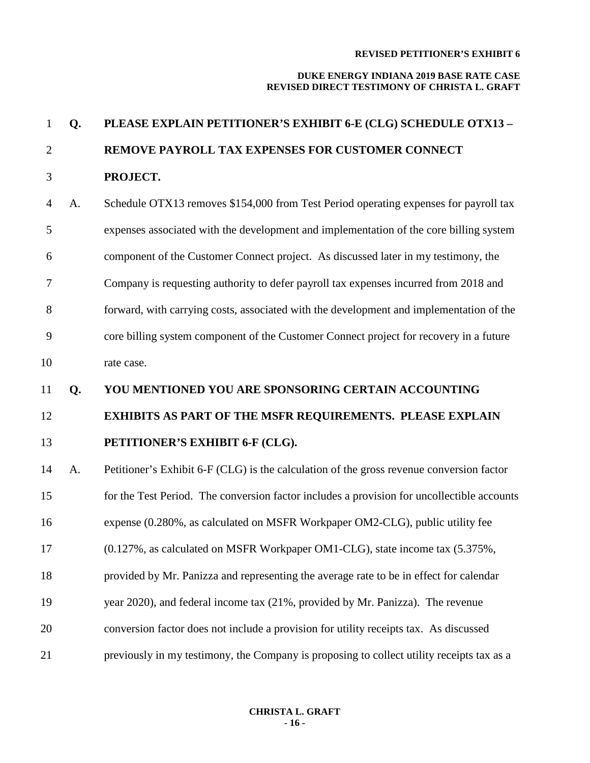**Q. PLEASE EXPLAIN PETITIONER'S EXHIBIT 6-E (CLG) SCHEDULE OTX13 – REMOVE PAYROLL TAX EXPENSES FOR CUSTOMER CONNECT PROJECT.**

A. Schedule OTX13 removes $154,000 from Test Period operating expenses for payroll tax expenses associated with the development and implementation of the core billing system component of the Customer Connect project. As discussed later in my testimony, the Company is requesting authority to defer payroll tax expenses incurred from 2018 and forward, with carrying costs, associated with the development and implementation of the core billing system component of the Customer Connect project for recovery in a future rate case.

**Q. YOU MENTIONED YOU ARE SPONSORING CERTAIN ACCOUNTING EXHIBITS AS PART OF THE MSFR REQUIREMENTS. PLEASE EXPLAIN PETITIONER'S EXHIBIT 6-F (CLG).**

A. Petitioner's Exhibit 6-F (CLG) is the calculation of the gross revenue conversion factor for the Test Period. The conversion factor includes a provision for uncollectible accounts expense (0.280%, as calculated on MSFR Workpaper OM2-CLG), public utility fee (0.127%, as calculated on MSFR Workpaper OM1-CLG), state income tax (5.375%, provided by Mr. Panizza and representing the average rate to be in effect for calendar year 2020), and federal income tax (21%, provided by Mr. Panizza). The revenue conversion factor does not include a provision for utility receipts tax. As discussed previously in my testimony, the Company is proposing to collect utility receipts tax as a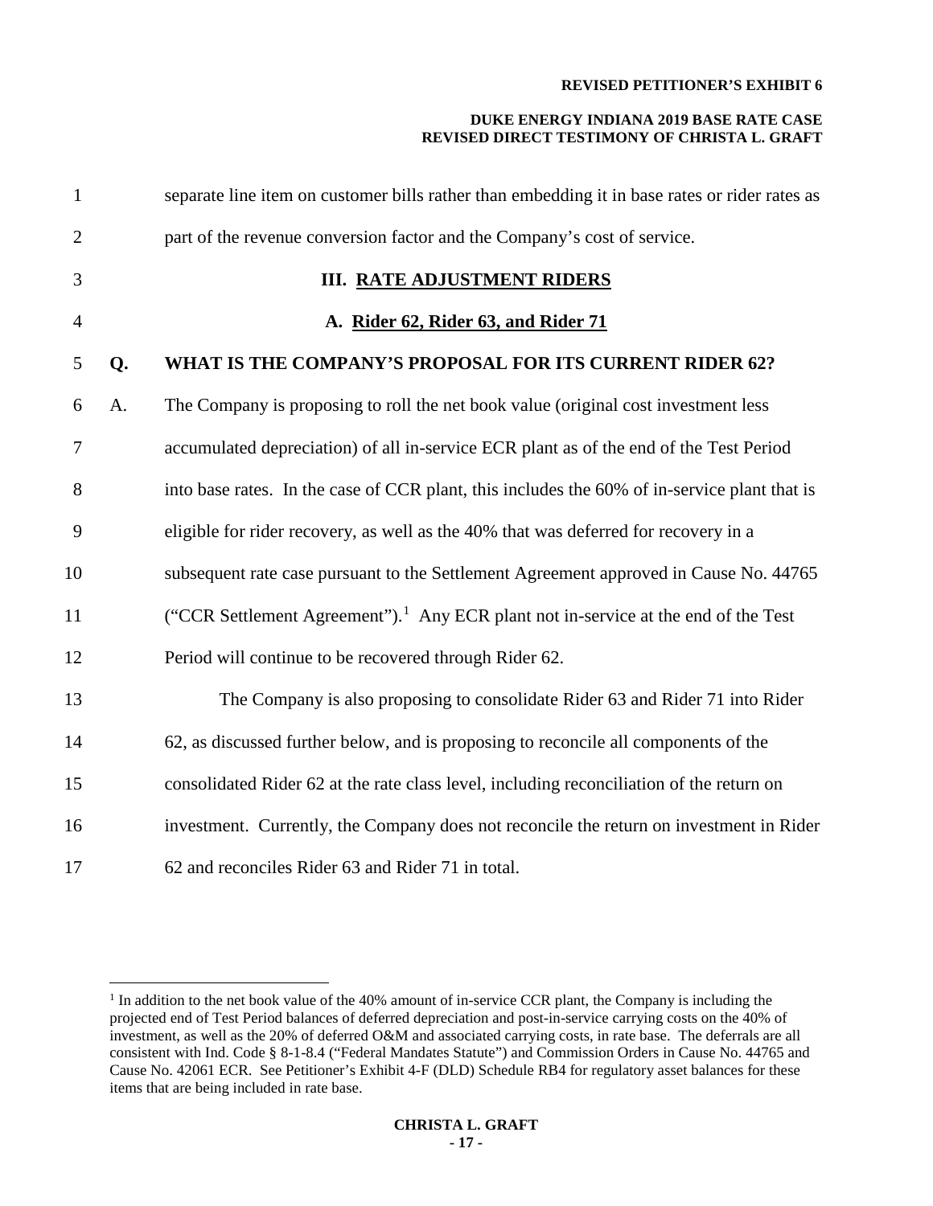separate line item on customer bills rather than embedding it in base rates or rider rates as part of the revenue conversion factor and the Company's cost of service.

## III. RATE ADJUSTMENT RIDERS

### A. Rider 62, Rider 63, and Rider 71

**Q. WHAT IS THE COMPANY'S PROPOSAL FOR ITS CURRENT RIDER 62?**

A. The Company is proposing to roll the net book value (original cost investment less accumulated depreciation) of all in-service ECR plant as of the end of the Test Period into base rates. In the case of CCR plant, this includes the 60% of in-service plant that is eligible for rider recovery, as well as the 40% that was deferred for recovery in a subsequent rate case pursuant to the Settlement Agreement approved in Cause No. 44765 ("CCR Settlement Agreement").[1] Any ECR plant not in-service at the end of the Test Period will continue to be recovered through Rider 62.

The Company is also proposing to consolidate Rider 63 and Rider 71 into Rider 62, as discussed further below, and is proposing to reconcile all components of the consolidated Rider 62 at the rate class level, including reconciliation of the return on investment. Currently, the Company does not reconcile the return on investment in Rider 62 and reconciles Rider 63 and Rider 71 in total.

---

[1] In addition to the net book value of the 40% amount of in-service CCR plant, the Company is including the projected end of Test Period balances of deferred depreciation and post-in-service carrying costs on the 40% of investment, as well as the 20% of deferred O&M and associated carrying costs, in rate base. The deferrals are all consistent with Ind. Code § 8-1-8.4 ("Federal Mandates Statute") and Commission Orders in Cause No. 44765 and Cause No. 42061 ECR. See Petitioner's Exhibit 4-F (DLD) Schedule RB4 for regulatory asset balances for these items that are being included in rate base.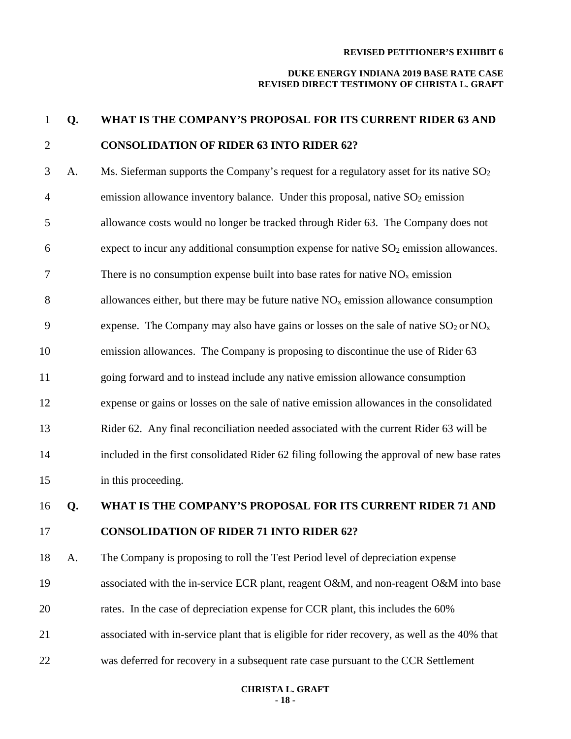**Q. WHAT IS THE COMPANY'S PROPOSAL FOR ITS CURRENT RIDER 63 AND CONSOLIDATION OF RIDER 63 INTO RIDER 62?**

A. Ms. Sieferman supports the Company's request for a regulatory asset for its native $SO_2$ emission allowance inventory balance. Under this proposal, native $SO_2$ emission allowance costs would no longer be tracked through Rider 63. The Company does not expect to incur any additional consumption expense for native $SO_2$ emission allowances. There is no consumption expense built into base rates for native $NO_x$ emission allowances either, but there may be future native $NO_x$ emission allowance consumption expense. The Company may also have gains or losses on the sale of native $SO_2$ or $NO_x$ emission allowances. The Company is proposing to discontinue the use of Rider 63 going forward and to instead include any native emission allowance consumption expense or gains or losses on the sale of native emission allowances in the consolidated Rider 62. Any final reconciliation needed associated with the current Rider 63 will be included in the first consolidated Rider 62 filing following the approval of new base rates in this proceeding.

**Q. WHAT IS THE COMPANY'S PROPOSAL FOR ITS CURRENT RIDER 71 AND CONSOLIDATION OF RIDER 71 INTO RIDER 62?**

A. The Company is proposing to roll the Test Period level of depreciation expense associated with the in-service ECR plant, reagent O&M, and non-reagent O&M into base rates. In the case of depreciation expense for CCR plant, this includes the 60% associated with in-service plant that is eligible for rider recovery, as well as the 40% that was deferred for recovery in a subsequent rate case pursuant to the CCR Settlement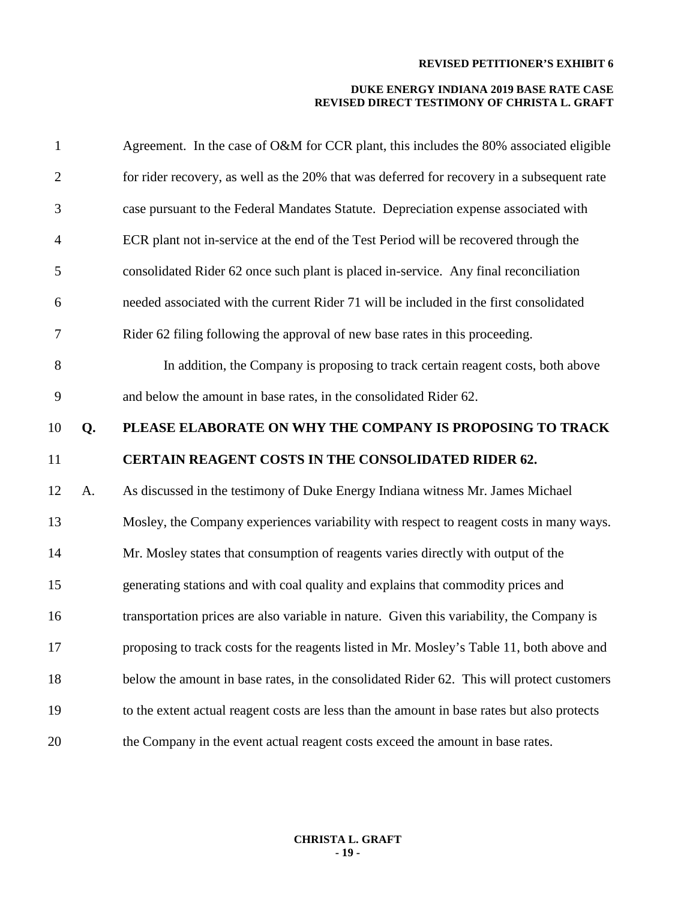Agreement. In the case of O&M for CCR plant, this includes the 80% associated eligible for rider recovery, as well as the 20% that was deferred for recovery in a subsequent rate case pursuant to the Federal Mandates Statute. Depreciation expense associated with ECR plant not in-service at the end of the Test Period will be recovered through the consolidated Rider 62 once such plant is placed in-service. Any final reconciliation needed associated with the current Rider 71 will be included in the first consolidated Rider 62 filing following the approval of new base rates in this proceeding.

In addition, the Company is proposing to track certain reagent costs, both above and below the amount in base rates, in the consolidated Rider 62.

**Q. PLEASE ELABORATE ON WHY THE COMPANY IS PROPOSING TO TRACK CERTAIN REAGENT COSTS IN THE CONSOLIDATED RIDER 62.**

A. As discussed in the testimony of Duke Energy Indiana witness Mr. James Michael Mosley, the Company experiences variability with respect to reagent costs in many ways. Mr. Mosley states that consumption of reagents varies directly with output of the generating stations and with coal quality and explains that commodity prices and transportation prices are also variable in nature. Given this variability, the Company is proposing to track costs for the reagents listed in Mr. Mosley's Table 11, both above and below the amount in base rates, in the consolidated Rider 62. This will protect customers to the extent actual reagent costs are less than the amount in base rates but also protects the Company in the event actual reagent costs exceed the amount in base rates.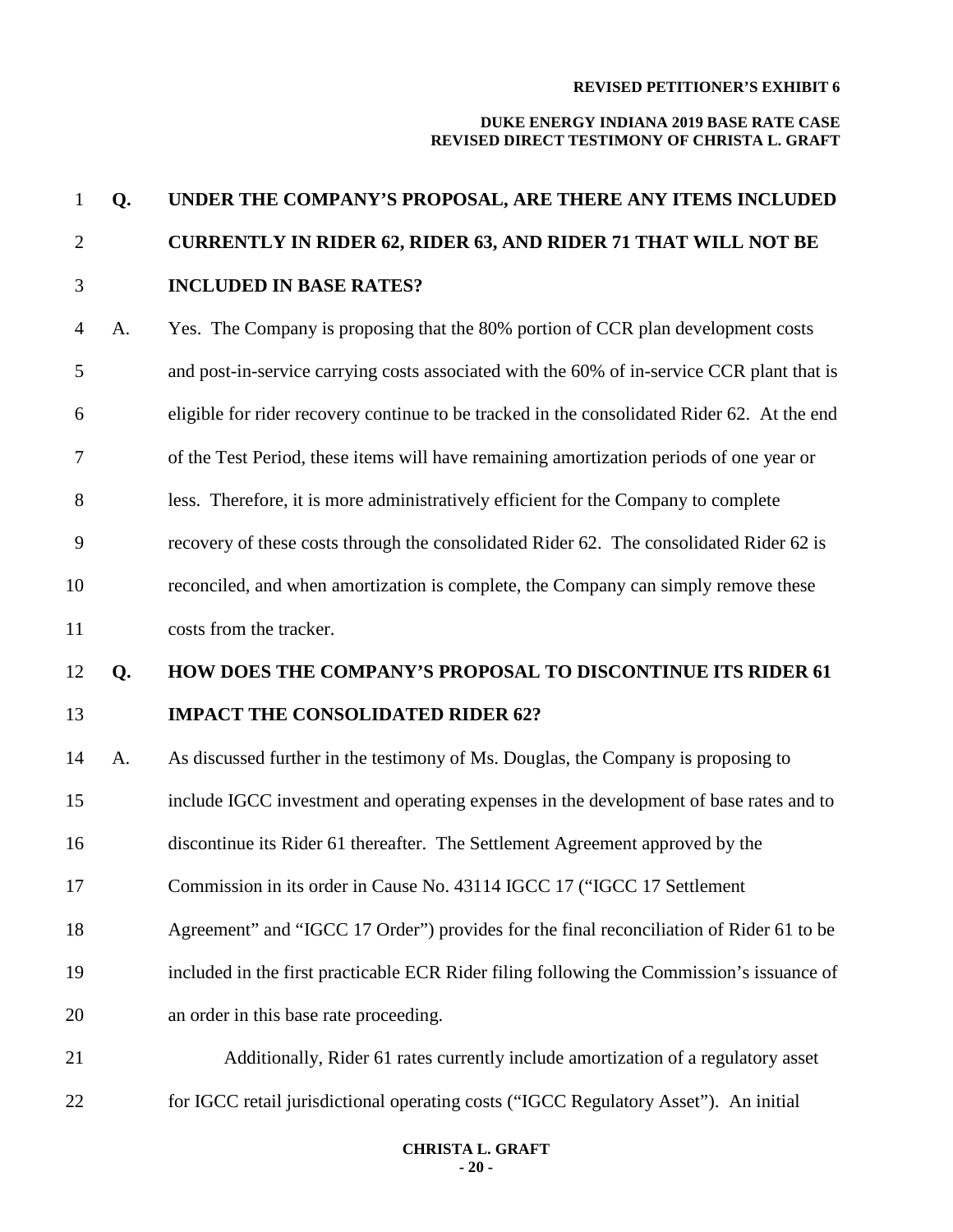**Q. UNDER THE COMPANY'S PROPOSAL, ARE THERE ANY ITEMS INCLUDED CURRENTLY IN RIDER 62, RIDER 63, AND RIDER 71 THAT WILL NOT BE INCLUDED IN BASE RATES?**

A. Yes. The Company is proposing that the 80% portion of CCR plan development costs and post-in-service carrying costs associated with the 60% of in-service CCR plant that is eligible for rider recovery continue to be tracked in the consolidated Rider 62. At the end of the Test Period, these items will have remaining amortization periods of one year or less. Therefore, it is more administratively efficient for the Company to complete recovery of these costs through the consolidated Rider 62. The consolidated Rider 62 is reconciled, and when amortization is complete, the Company can simply remove these costs from the tracker.

**Q. HOW DOES THE COMPANY'S PROPOSAL TO DISCONTINUE ITS RIDER 61 IMPACT THE CONSOLIDATED RIDER 62?**

A. As discussed further in the testimony of Ms. Douglas, the Company is proposing to include IGCC investment and operating expenses in the development of base rates and to discontinue its Rider 61 thereafter. The Settlement Agreement approved by the Commission in its order in Cause No. 43114 IGCC 17 ("IGCC 17 Settlement Agreement" and "IGCC 17 Order") provides for the final reconciliation of Rider 61 to be included in the first practicable ECR Rider filing following the Commission's issuance of an order in this base rate proceeding.

Additionally, Rider 61 rates currently include amortization of a regulatory asset for IGCC retail jurisdictional operating costs ("IGCC Regulatory Asset"). An initial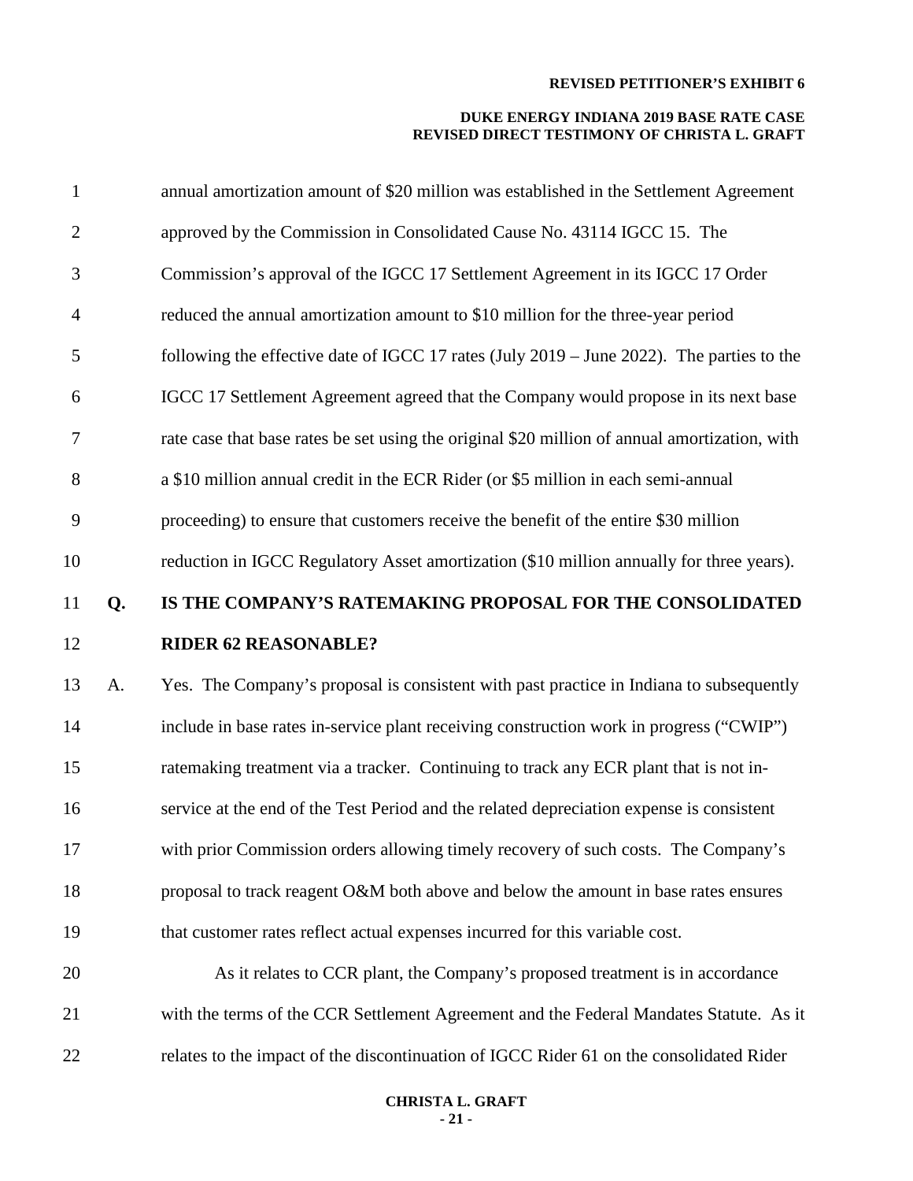annual amortization amount of $20 million was established in the Settlement Agreement approved by the Commission in Consolidated Cause No. 43114 IGCC 15. The Commission's approval of the IGCC 17 Settlement Agreement in its IGCC 17 Order reduced the annual amortization amount to $10 million for the three-year period following the effective date of IGCC 17 rates (July 2019 – June 2022). The parties to the IGCC 17 Settlement Agreement agreed that the Company would propose in its next base rate case that base rates be set using the original $20 million of annual amortization, with a $10 million annual credit in the ECR Rider (or $5 million in each semi-annual proceeding) to ensure that customers receive the benefit of the entire $30 million reduction in IGCC Regulatory Asset amortization ($10 million annually for three years).

**Q. IS THE COMPANY'S RATEMAKING PROPOSAL FOR THE CONSOLIDATED RIDER 62 REASONABLE?**

A. Yes. The Company's proposal is consistent with past practice in Indiana to subsequently include in base rates in-service plant receiving construction work in progress ("CWIP") ratemaking treatment via a tracker. Continuing to track any ECR plant that is not in-service at the end of the Test Period and the related depreciation expense is consistent with prior Commission orders allowing timely recovery of such costs. The Company's proposal to track reagent O&M both above and below the amount in base rates ensures that customer rates reflect actual expenses incurred for this variable cost.

As it relates to CCR plant, the Company's proposed treatment is in accordance with the terms of the CCR Settlement Agreement and the Federal Mandates Statute. As it relates to the impact of the discontinuation of IGCC Rider 61 on the consolidated Rider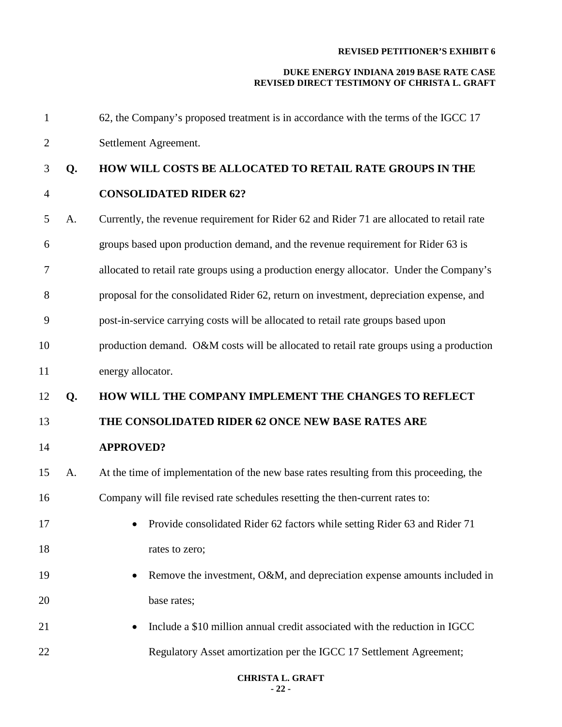62, the Company's proposed treatment is in accordance with the terms of the IGCC 17 Settlement Agreement.

**Q. HOW WILL COSTS BE ALLOCATED TO RETAIL RATE GROUPS IN THE CONSOLIDATED RIDER 62?**

A. Currently, the revenue requirement for Rider 62 and Rider 71 are allocated to retail rate groups based upon production demand, and the revenue requirement for Rider 63 is allocated to retail rate groups using a production energy allocator. Under the Company's proposal for the consolidated Rider 62, return on investment, depreciation expense, and post-in-service carrying costs will be allocated to retail rate groups based upon production demand. O&M costs will be allocated to retail rate groups using a production energy allocator.

**Q. HOW WILL THE COMPANY IMPLEMENT THE CHANGES TO REFLECT THE CONSOLIDATED RIDER 62 ONCE NEW BASE RATES ARE APPROVED?**

A. At the time of implementation of the new base rates resulting from this proceeding, the Company will file revised rate schedules resetting the then-current rates to:

- Provide consolidated Rider 62 factors while setting Rider 63 and Rider 71 rates to zero;
- Remove the investment, O&M, and depreciation expense amounts included in base rates;
- Include a $10 million annual credit associated with the reduction in IGCC Regulatory Asset amortization per the IGCC 17 Settlement Agreement;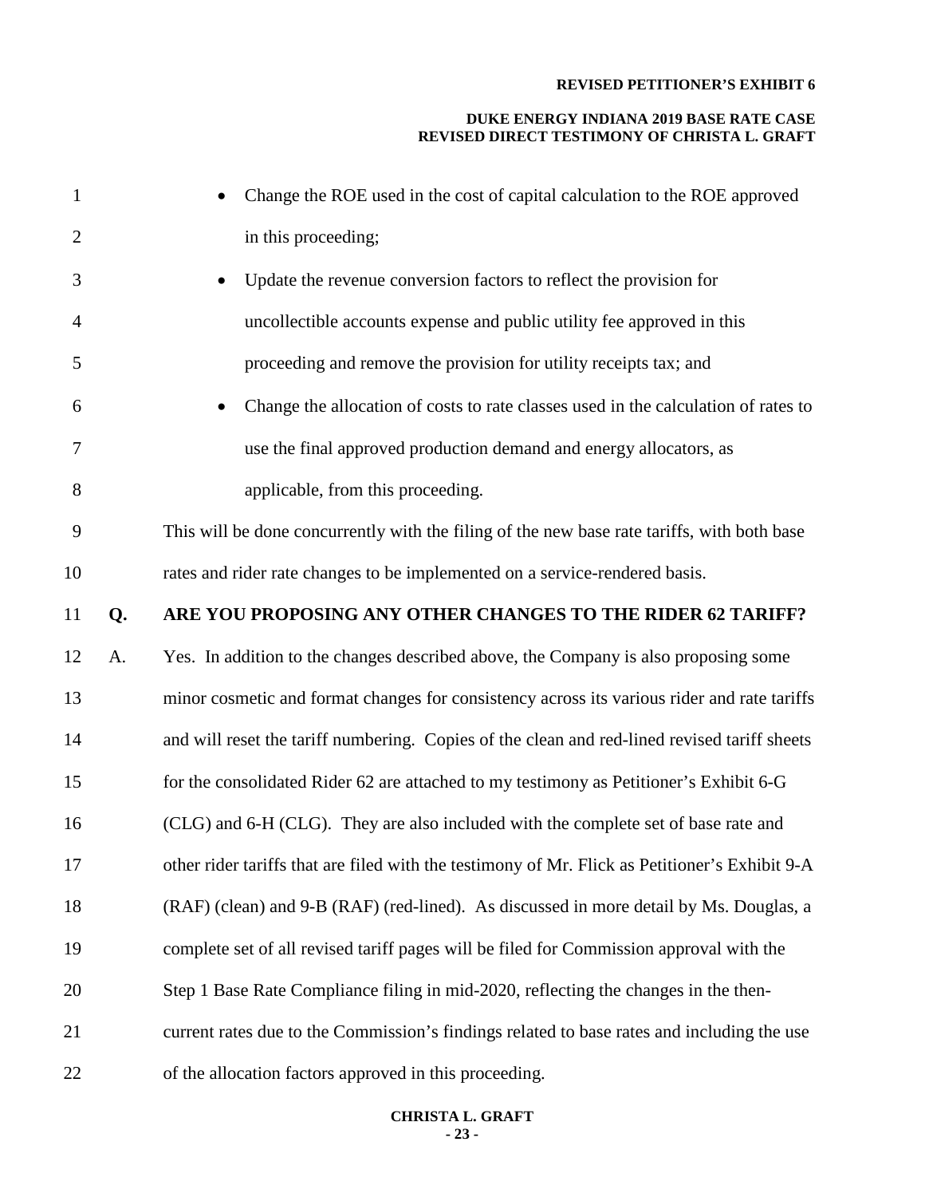- Change the ROE used in the cost of capital calculation to the ROE approved in this proceeding;
- Update the revenue conversion factors to reflect the provision for uncollectible accounts expense and public utility fee approved in this proceeding and remove the provision for utility receipts tax; and
- Change the allocation of costs to rate classes used in the calculation of rates to use the final approved production demand and energy allocators, as applicable, from this proceeding.

This will be done concurrently with the filing of the new base rate tariffs, with both base rates and rider rate changes to be implemented on a service-rendered basis.

**Q. ARE YOU PROPOSING ANY OTHER CHANGES TO THE RIDER 62 TARIFF?**

A. Yes. In addition to the changes described above, the Company is also proposing some minor cosmetic and format changes for consistency across its various rider and rate tariffs and will reset the tariff numbering. Copies of the clean and red-lined revised tariff sheets for the consolidated Rider 62 are attached to my testimony as Petitioner's Exhibit 6-G (CLG) and 6-H (CLG). They are also included with the complete set of base rate and other rider tariffs that are filed with the testimony of Mr. Flick as Petitioner's Exhibit 9-A (RAF) (clean) and 9-B (RAF) (red-lined). As discussed in more detail by Ms. Douglas, a complete set of all revised tariff pages will be filed for Commission approval with the Step 1 Base Rate Compliance filing in mid-2020, reflecting the changes in the then-current rates due to the Commission's findings related to base rates and including the use of the allocation factors approved in this proceeding.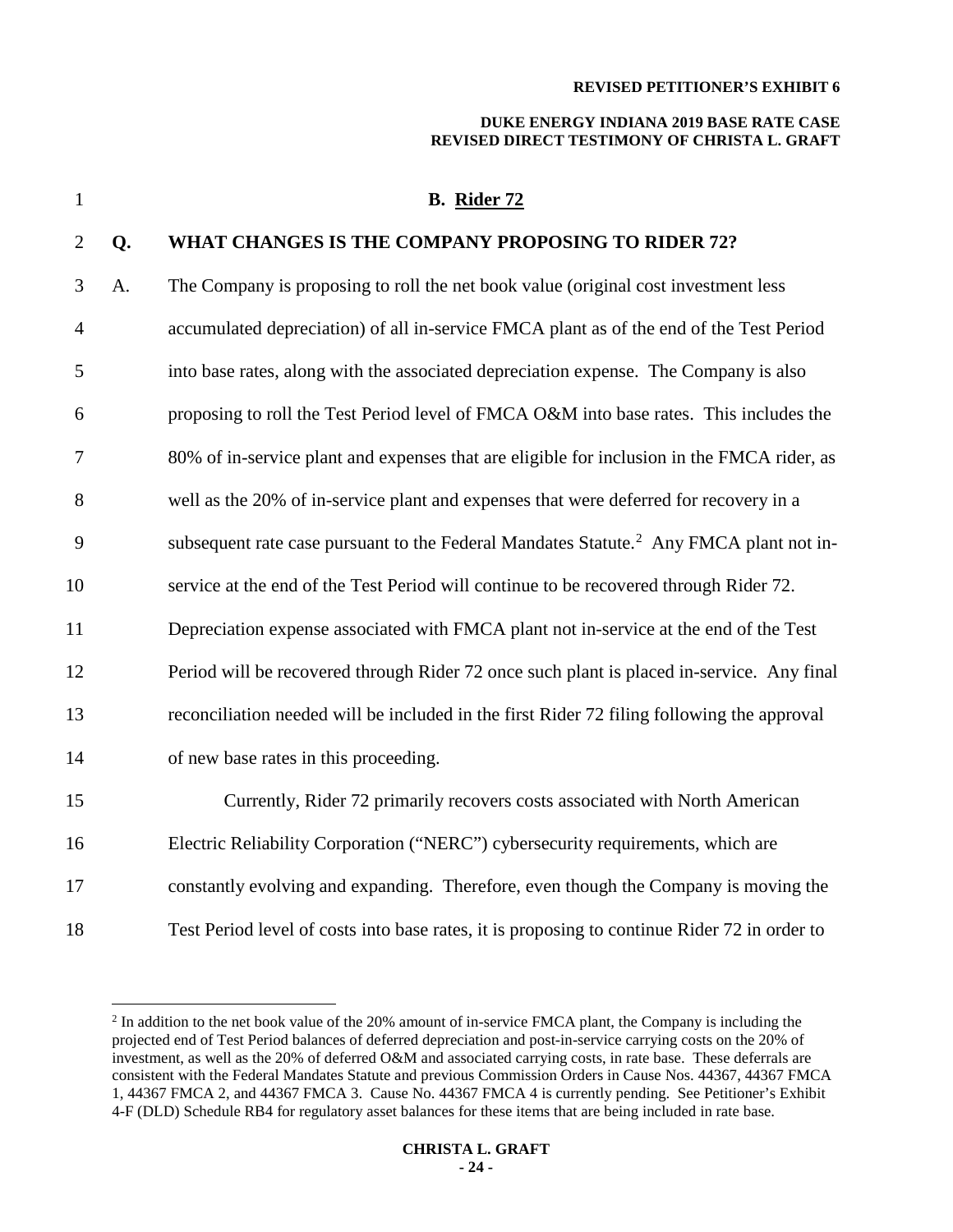### B. Rider 72

**Q. WHAT CHANGES IS THE COMPANY PROPOSING TO RIDER 72?**

A. The Company is proposing to roll the net book value (original cost investment less accumulated depreciation) of all in-service FMCA plant as of the end of the Test Period into base rates, along with the associated depreciation expense. The Company is also proposing to roll the Test Period level of FMCA O&M into base rates. This includes the 80% of in-service plant and expenses that are eligible for inclusion in the FMCA rider, as well as the 20% of in-service plant and expenses that were deferred for recovery in a subsequent rate case pursuant to the Federal Mandates Statute.[2] Any FMCA plant not in-service at the end of the Test Period will continue to be recovered through Rider 72. Depreciation expense associated with FMCA plant not in-service at the end of the Test Period will be recovered through Rider 72 once such plant is placed in-service. Any final reconciliation needed will be included in the first Rider 72 filing following the approval of new base rates in this proceeding.

Currently, Rider 72 primarily recovers costs associated with North American Electric Reliability Corporation ("NERC") cybersecurity requirements, which are constantly evolving and expanding. Therefore, even though the Company is moving the Test Period level of costs into base rates, it is proposing to continue Rider 72 in order to

---

[2] In addition to the net book value of the 20% amount of in-service FMCA plant, the Company is including the projected end of Test Period balances of deferred depreciation and post-in-service carrying costs on the 20% of investment, as well as the 20% of deferred O&M and associated carrying costs, in rate base. These deferrals are consistent with the Federal Mandates Statute and previous Commission Orders in Cause Nos. 44367, 44367 FMCA 1, 44367 FMCA 2, and 44367 FMCA 3. Cause No. 44367 FMCA 4 is currently pending. See Petitioner's Exhibit 4-F (DLD) Schedule RB4 for regulatory asset balances for these items that are being included in rate base.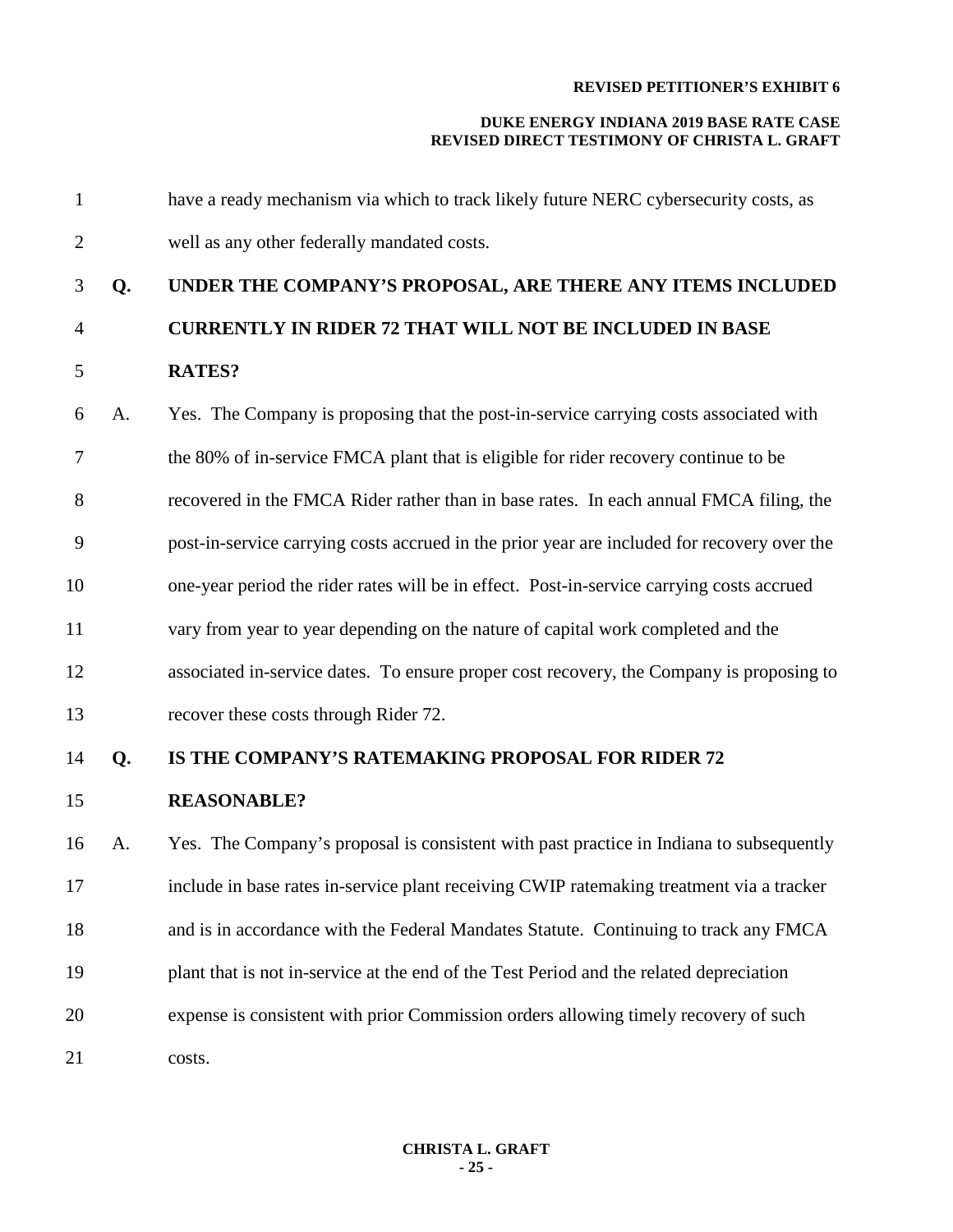have a ready mechanism via which to track likely future NERC cybersecurity costs, as well as any other federally mandated costs.

**Q. UNDER THE COMPANY'S PROPOSAL, ARE THERE ANY ITEMS INCLUDED CURRENTLY IN RIDER 72 THAT WILL NOT BE INCLUDED IN BASE RATES?**

A. Yes. The Company is proposing that the post-in-service carrying costs associated with the 80% of in-service FMCA plant that is eligible for rider recovery continue to be recovered in the FMCA Rider rather than in base rates. In each annual FMCA filing, the post-in-service carrying costs accrued in the prior year are included for recovery over the one-year period the rider rates will be in effect. Post-in-service carrying costs accrued vary from year to year depending on the nature of capital work completed and the associated in-service dates. To ensure proper cost recovery, the Company is proposing to recover these costs through Rider 72.

**Q. IS THE COMPANY'S RATEMAKING PROPOSAL FOR RIDER 72 REASONABLE?**

A. Yes. The Company's proposal is consistent with past practice in Indiana to subsequently include in base rates in-service plant receiving CWIP ratemaking treatment via a tracker and is in accordance with the Federal Mandates Statute. Continuing to track any FMCA plant that is not in-service at the end of the Test Period and the related depreciation expense is consistent with prior Commission orders allowing timely recovery of such costs.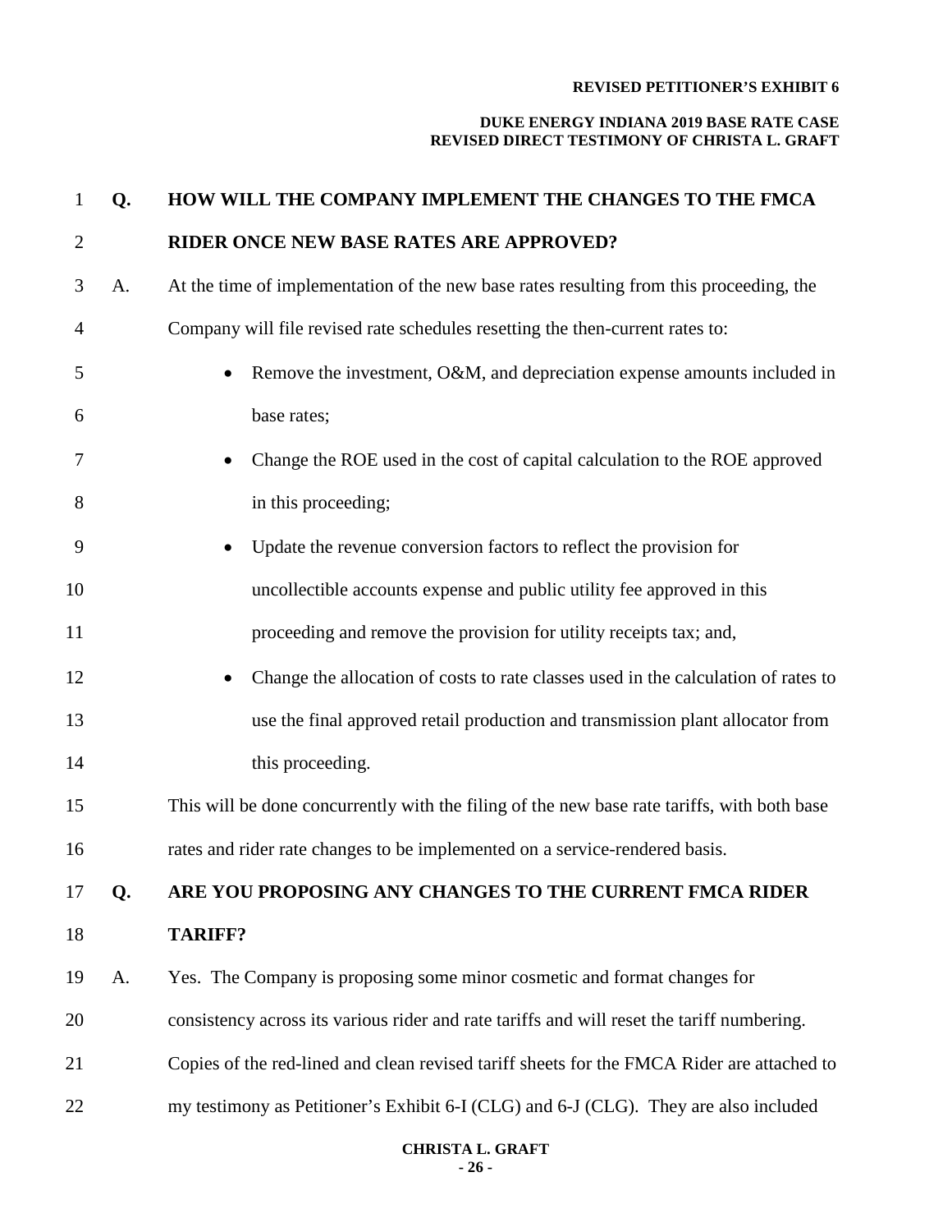**Q. HOW WILL THE COMPANY IMPLEMENT THE CHANGES TO THE FMCA RIDER ONCE NEW BASE RATES ARE APPROVED?**

A. At the time of implementation of the new base rates resulting from this proceeding, the Company will file revised rate schedules resetting the then-current rates to:

- Remove the investment, O&M, and depreciation expense amounts included in base rates;
- Change the ROE used in the cost of capital calculation to the ROE approved in this proceeding;
- Update the revenue conversion factors to reflect the provision for uncollectible accounts expense and public utility fee approved in this proceeding and remove the provision for utility receipts tax; and,
- Change the allocation of costs to rate classes used in the calculation of rates to use the final approved retail production and transmission plant allocator from this proceeding.

This will be done concurrently with the filing of the new base rate tariffs, with both base rates and rider rate changes to be implemented on a service-rendered basis.

**Q. ARE YOU PROPOSING ANY CHANGES TO THE CURRENT FMCA RIDER TARIFF?**

A. Yes. The Company is proposing some minor cosmetic and format changes for consistency across its various rider and rate tariffs and will reset the tariff numbering. Copies of the red-lined and clean revised tariff sheets for the FMCA Rider are attached to my testimony as Petitioner's Exhibit 6-I (CLG) and 6-J (CLG). They are also included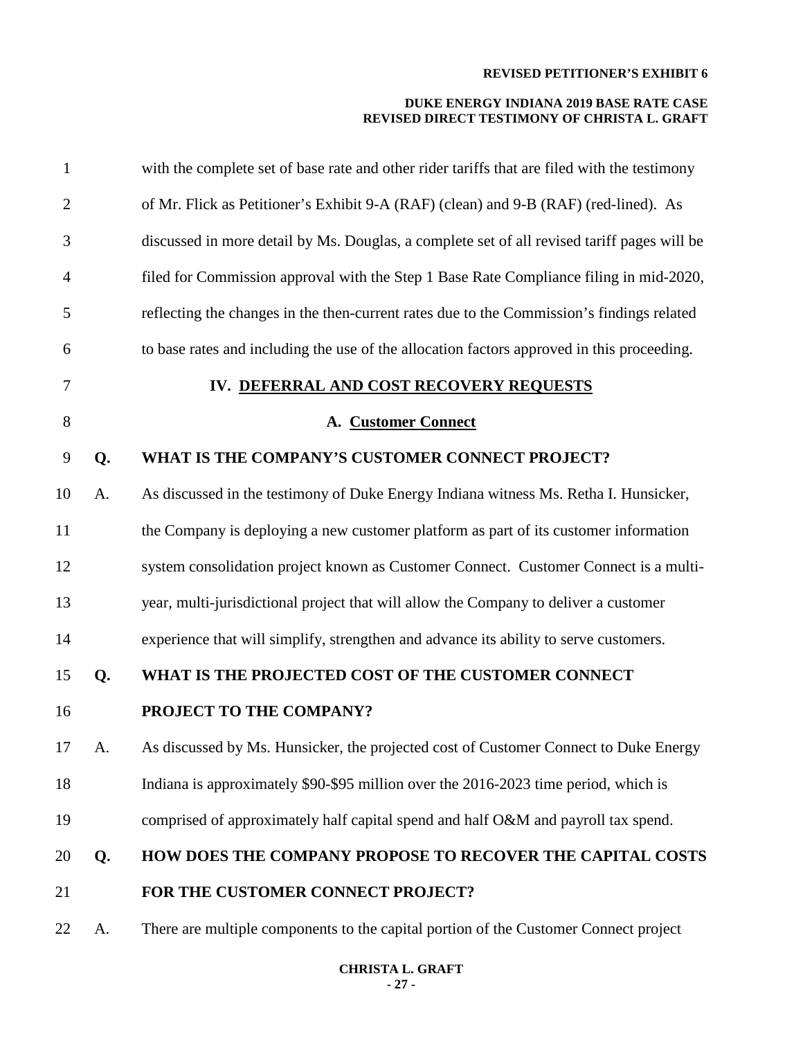with the complete set of base rate and other rider tariffs that are filed with the testimony of Mr. Flick as Petitioner's Exhibit 9-A (RAF) (clean) and 9-B (RAF) (red-lined). As discussed in more detail by Ms. Douglas, a complete set of all revised tariff pages will be filed for Commission approval with the Step 1 Base Rate Compliance filing in mid-2020, reflecting the changes in the then-current rates due to the Commission's findings related to base rates and including the use of the allocation factors approved in this proceeding.

## IV. DEFERRAL AND COST RECOVERY REQUESTS

### A. Customer Connect

**Q. WHAT IS THE COMPANY'S CUSTOMER CONNECT PROJECT?**

A. As discussed in the testimony of Duke Energy Indiana witness Ms. Retha I. Hunsicker, the Company is deploying a new customer platform as part of its customer information system consolidation project known as Customer Connect. Customer Connect is a multi-year, multi-jurisdictional project that will allow the Company to deliver a customer experience that will simplify, strengthen and advance its ability to serve customers.

**Q. WHAT IS THE PROJECTED COST OF THE CUSTOMER CONNECT PROJECT TO THE COMPANY?**

A. As discussed by Ms. Hunsicker, the projected cost of Customer Connect to Duke Energy Indiana is approximately $90-$95 million over the 2016-2023 time period, which is comprised of approximately half capital spend and half O&M and payroll tax spend.

**Q. HOW DOES THE COMPANY PROPOSE TO RECOVER THE CAPITAL COSTS FOR THE CUSTOMER CONNECT PROJECT?**

A. There are multiple components to the capital portion of the Customer Connect project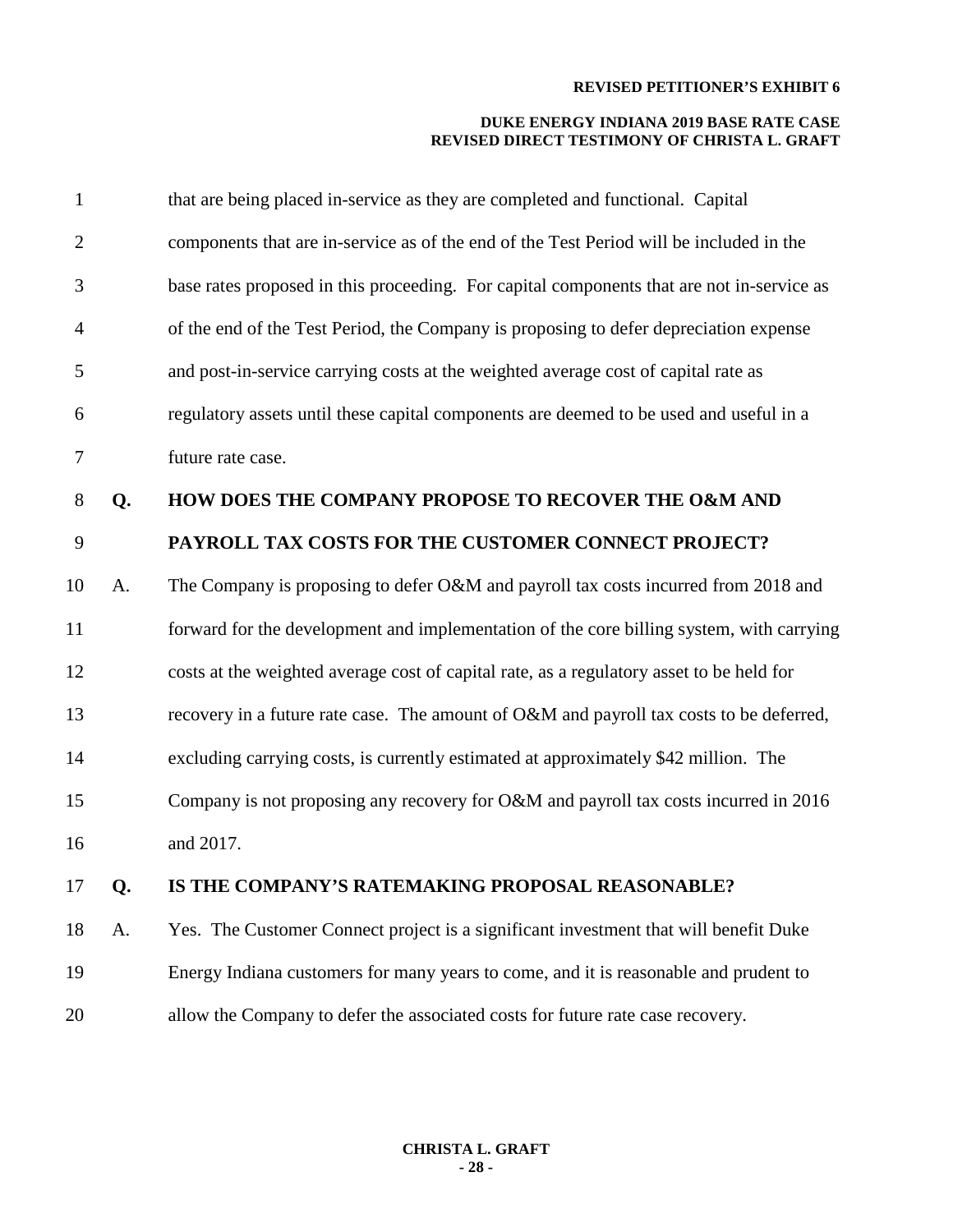that are being placed in-service as they are completed and functional. Capital components that are in-service as of the end of the Test Period will be included in the base rates proposed in this proceeding. For capital components that are not in-service as of the end of the Test Period, the Company is proposing to defer depreciation expense and post-in-service carrying costs at the weighted average cost of capital rate as regulatory assets until these capital components are deemed to be used and useful in a future rate case.

**Q. HOW DOES THE COMPANY PROPOSE TO RECOVER THE O&M AND PAYROLL TAX COSTS FOR THE CUSTOMER CONNECT PROJECT?**

A. The Company is proposing to defer O&M and payroll tax costs incurred from 2018 and forward for the development and implementation of the core billing system, with carrying costs at the weighted average cost of capital rate, as a regulatory asset to be held for recovery in a future rate case. The amount of O&M and payroll tax costs to be deferred, excluding carrying costs, is currently estimated at approximately $42 million. The Company is not proposing any recovery for O&M and payroll tax costs incurred in 2016 and 2017.

**Q. IS THE COMPANY'S RATEMAKING PROPOSAL REASONABLE?**

A. Yes. The Customer Connect project is a significant investment that will benefit Duke Energy Indiana customers for many years to come, and it is reasonable and prudent to allow the Company to defer the associated costs for future rate case recovery.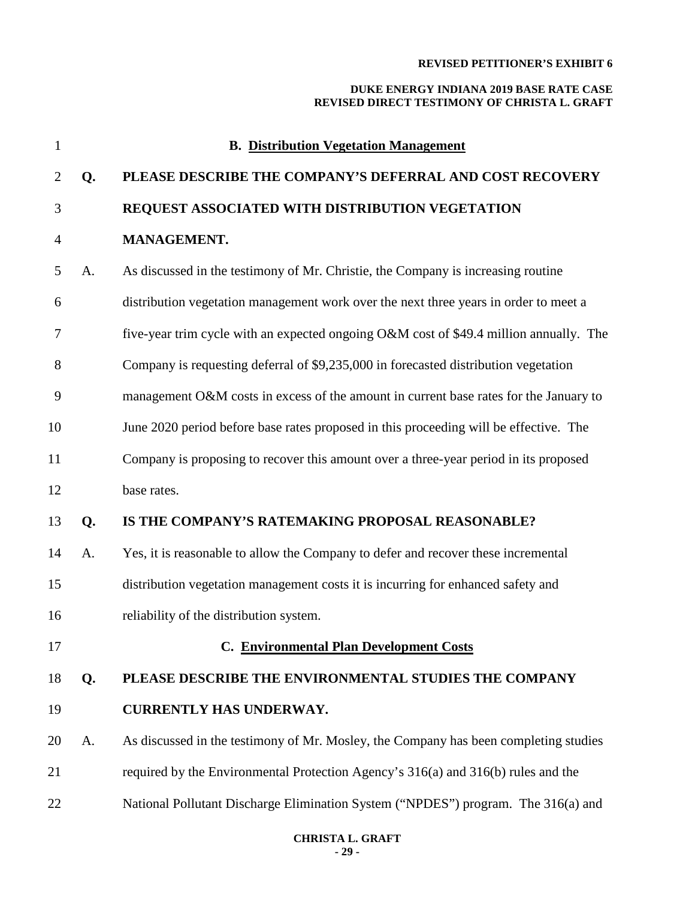### B. Distribution Vegetation Management

**Q. PLEASE DESCRIBE THE COMPANY'S DEFERRAL AND COST RECOVERY REQUEST ASSOCIATED WITH DISTRIBUTION VEGETATION MANAGEMENT.**

A. As discussed in the testimony of Mr. Christie, the Company is increasing routine distribution vegetation management work over the next three years in order to meet a five-year trim cycle with an expected ongoing O&M cost of $49.4 million annually. The Company is requesting deferral of $9,235,000 in forecasted distribution vegetation management O&M costs in excess of the amount in current base rates for the January to June 2020 period before base rates proposed in this proceeding will be effective. The Company is proposing to recover this amount over a three-year period in its proposed base rates.

**Q. IS THE COMPANY'S RATEMAKING PROPOSAL REASONABLE?**

A. Yes, it is reasonable to allow the Company to defer and recover these incremental distribution vegetation management costs it is incurring for enhanced safety and reliability of the distribution system.

### C. Environmental Plan Development Costs

**Q. PLEASE DESCRIBE THE ENVIRONMENTAL STUDIES THE COMPANY CURRENTLY HAS UNDERWAY.**

A. As discussed in the testimony of Mr. Mosley, the Company has been completing studies required by the Environmental Protection Agency's 316(a) and 316(b) rules and the National Pollutant Discharge Elimination System ("NPDES") program. The 316(a) and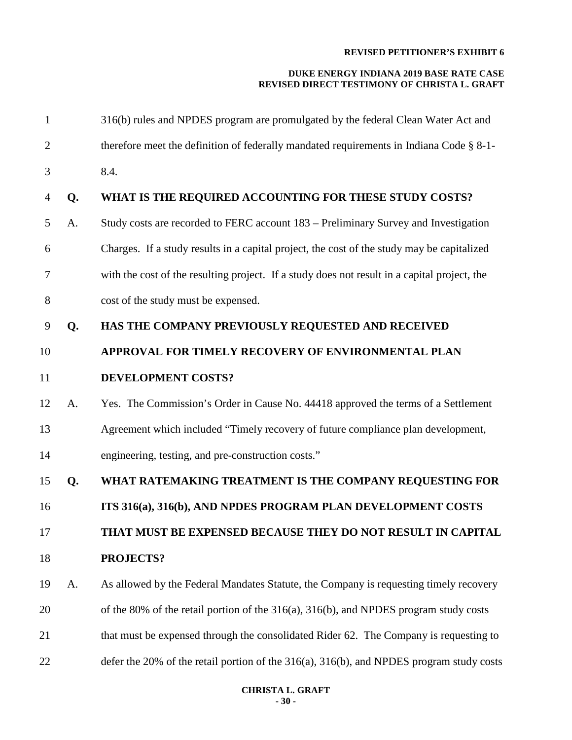316(b) rules and NPDES program are promulgated by the federal Clean Water Act and therefore meet the definition of federally mandated requirements in Indiana Code § 8-1-8.4.

**Q. WHAT IS THE REQUIRED ACCOUNTING FOR THESE STUDY COSTS?**

A. Study costs are recorded to FERC account 183 – Preliminary Survey and Investigation Charges. If a study results in a capital project, the cost of the study may be capitalized with the cost of the resulting project. If a study does not result in a capital project, the cost of the study must be expensed.

**Q. HAS THE COMPANY PREVIOUSLY REQUESTED AND RECEIVED APPROVAL FOR TIMELY RECOVERY OF ENVIRONMENTAL PLAN DEVELOPMENT COSTS?**

A. Yes. The Commission's Order in Cause No. 44418 approved the terms of a Settlement Agreement which included "Timely recovery of future compliance plan development, engineering, testing, and pre-construction costs."

**Q. WHAT RATEMAKING TREATMENT IS THE COMPANY REQUESTING FOR ITS 316(a), 316(b), AND NPDES PROGRAM PLAN DEVELOPMENT COSTS THAT MUST BE EXPENSED BECAUSE THEY DO NOT RESULT IN CAPITAL PROJECTS?**

A. As allowed by the Federal Mandates Statute, the Company is requesting timely recovery of the 80% of the retail portion of the 316(a), 316(b), and NPDES program study costs that must be expensed through the consolidated Rider 62. The Company is requesting to defer the 20% of the retail portion of the 316(a), 316(b), and NPDES program study costs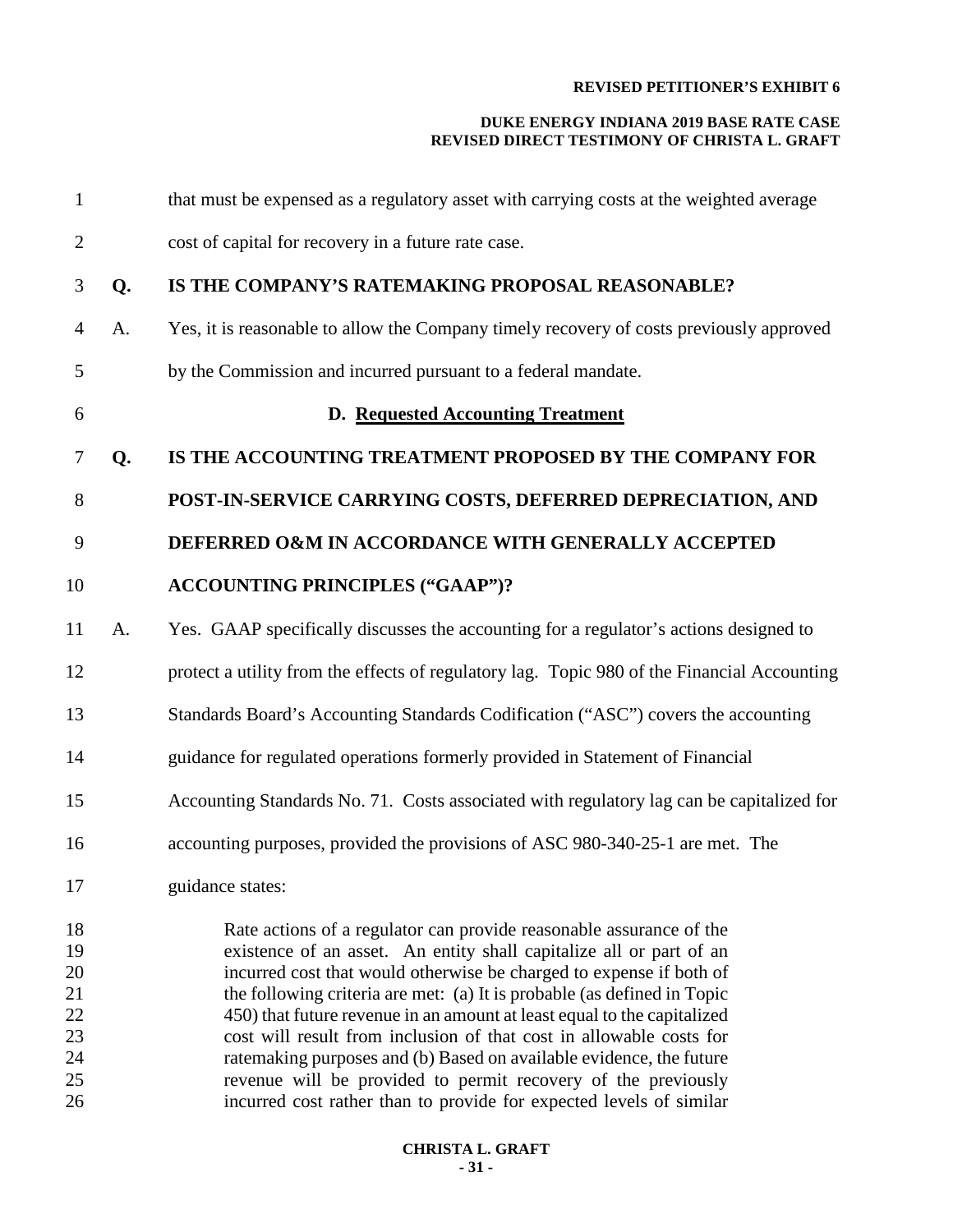that must be expensed as a regulatory asset with carrying costs at the weighted average cost of capital for recovery in a future rate case.

**Q. IS THE COMPANY'S RATEMAKING PROPOSAL REASONABLE?**

A. Yes, it is reasonable to allow the Company timely recovery of costs previously approved by the Commission and incurred pursuant to a federal mandate.

### D. Requested Accounting Treatment

**Q. IS THE ACCOUNTING TREATMENT PROPOSED BY THE COMPANY FOR POST-IN-SERVICE CARRYING COSTS, DEFERRED DEPRECIATION, AND DEFERRED O&M IN ACCORDANCE WITH GENERALLY ACCEPTED ACCOUNTING PRINCIPLES ("GAAP")?**

A. Yes. GAAP specifically discusses the accounting for a regulator's actions designed to protect a utility from the effects of regulatory lag. Topic 980 of the Financial Accounting Standards Board's Accounting Standards Codification ("ASC") covers the accounting guidance for regulated operations formerly provided in Statement of Financial Accounting Standards No. 71. Costs associated with regulatory lag can be capitalized for accounting purposes, provided the provisions of ASC 980-340-25-1 are met. The guidance states:

> Rate actions of a regulator can provide reasonable assurance of the existence of an asset. An entity shall capitalize all or part of an incurred cost that would otherwise be charged to expense if both of the following criteria are met: (a) It is probable (as defined in Topic 450) that future revenue in an amount at least equal to the capitalized cost will result from inclusion of that cost in allowable costs for ratemaking purposes and (b) Based on available evidence, the future revenue will be provided to permit recovery of the previously incurred cost rather than to provide for expected levels of similar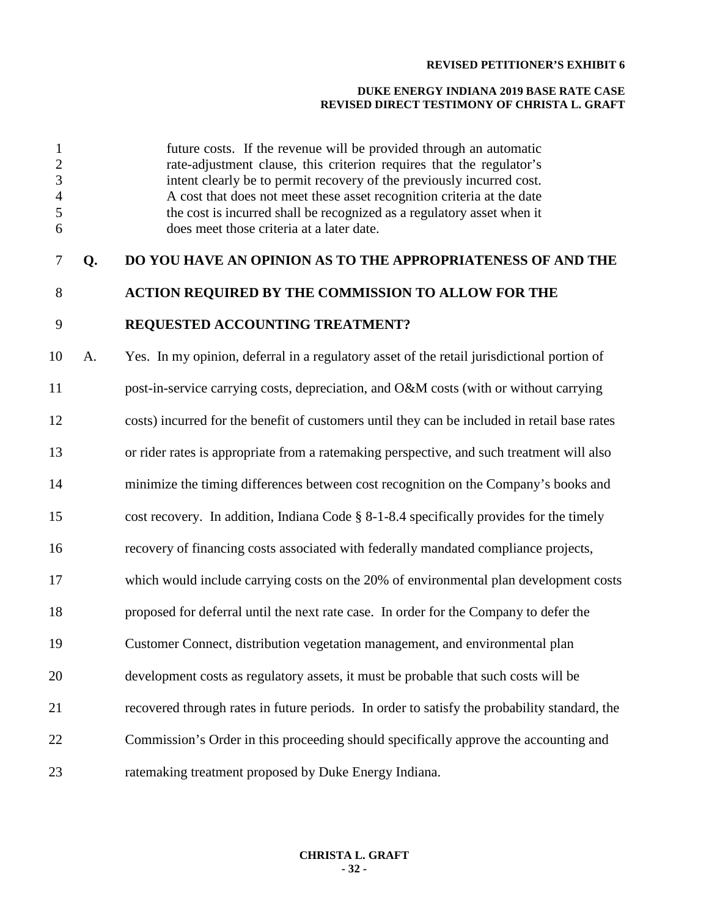> future costs. If the revenue will be provided through an automatic rate-adjustment clause, this criterion requires that the regulator's intent clearly be to permit recovery of the previously incurred cost. A cost that does not meet these asset recognition criteria at the date the cost is incurred shall be recognized as a regulatory asset when it does meet those criteria at a later date.

**Q. DO YOU HAVE AN OPINION AS TO THE APPROPRIATENESS OF AND THE ACTION REQUIRED BY THE COMMISSION TO ALLOW FOR THE REQUESTED ACCOUNTING TREATMENT?**

A. Yes. In my opinion, deferral in a regulatory asset of the retail jurisdictional portion of post-in-service carrying costs, depreciation, and O&M costs (with or without carrying costs) incurred for the benefit of customers until they can be included in retail base rates or rider rates is appropriate from a ratemaking perspective, and such treatment will also minimize the timing differences between cost recognition on the Company's books and cost recovery. In addition, Indiana Code § 8-1-8.4 specifically provides for the timely recovery of financing costs associated with federally mandated compliance projects, which would include carrying costs on the 20% of environmental plan development costs proposed for deferral until the next rate case. In order for the Company to defer the Customer Connect, distribution vegetation management, and environmental plan development costs as regulatory assets, it must be probable that such costs will be recovered through rates in future periods. In order to satisfy the probability standard, the Commission's Order in this proceeding should specifically approve the accounting and ratemaking treatment proposed by Duke Energy Indiana.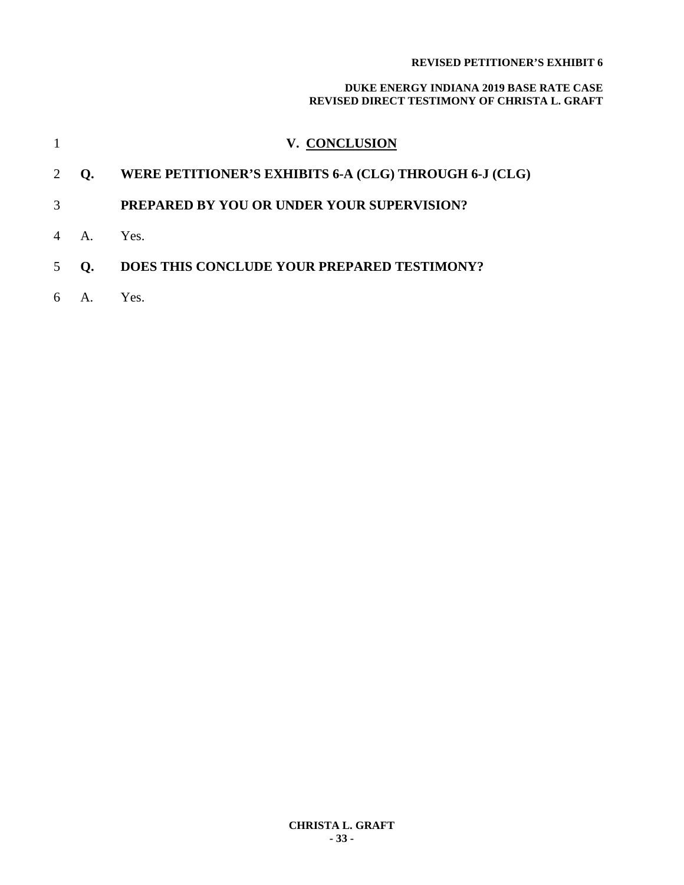## V. CONCLUSION

**Q. WERE PETITIONER'S EXHIBITS 6-A (CLG) THROUGH 6-J (CLG) PREPARED BY YOU OR UNDER YOUR SUPERVISION?**

A. Yes.

**Q. DOES THIS CONCLUDE YOUR PREPARED TESTIMONY?**

A. Yes.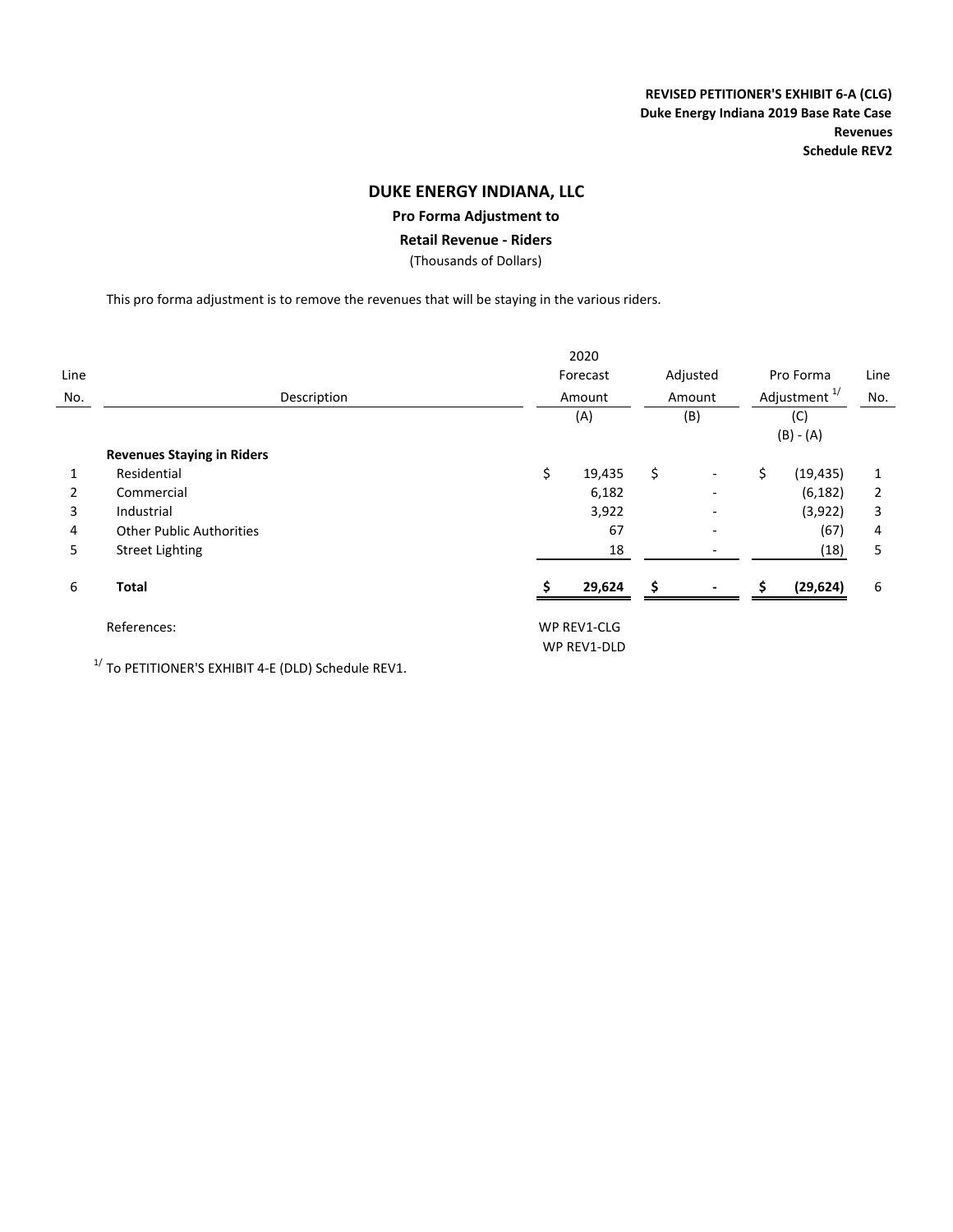**REVISED PETITIONER'S EXHIBIT 6-A (CLG)**
**Duke Energy Indiana 2019 Base Rate Case**
**Revenues**
**Schedule REV2**

# DUKE ENERGY INDIANA, LLC

## Pro Forma Adjustment to

## Retail Revenue - Riders

(Thousands of Dollars)

This pro forma adjustment is to remove the revenues that will be staying in the various riders.

| Line No. | Description | 2020 Forecast Amount (A) | Adjusted Amount (B) | Pro Forma Adjustment [1/] (C) (B) - (A) | Line No. |
|---|---|---|---|---|---|
| | **Revenues Staying in Riders** | | | | |
| 1 | Residential | $ 19,435 | $ - | $ (19,435) | 1 |
| 2 | Commercial | 6,182 | - | (6,182) | 2 |
| 3 | Industrial | 3,922 | - | (3,922) | 3 |
| 4 | Other Public Authorities | 67 | - | (67) | 4 |
| 5 | Street Lighting | 18 | - | (18) | 5 |
| 6 | **Total** | **$ 29,624** | **$ -** | **$ (29,624)** | 6 |
| | References: | WP REV1-CLG<br>WP REV1-DLD | | | |

[1/] To PETITIONER'S EXHIBIT 4-E (DLD) Schedule REV1.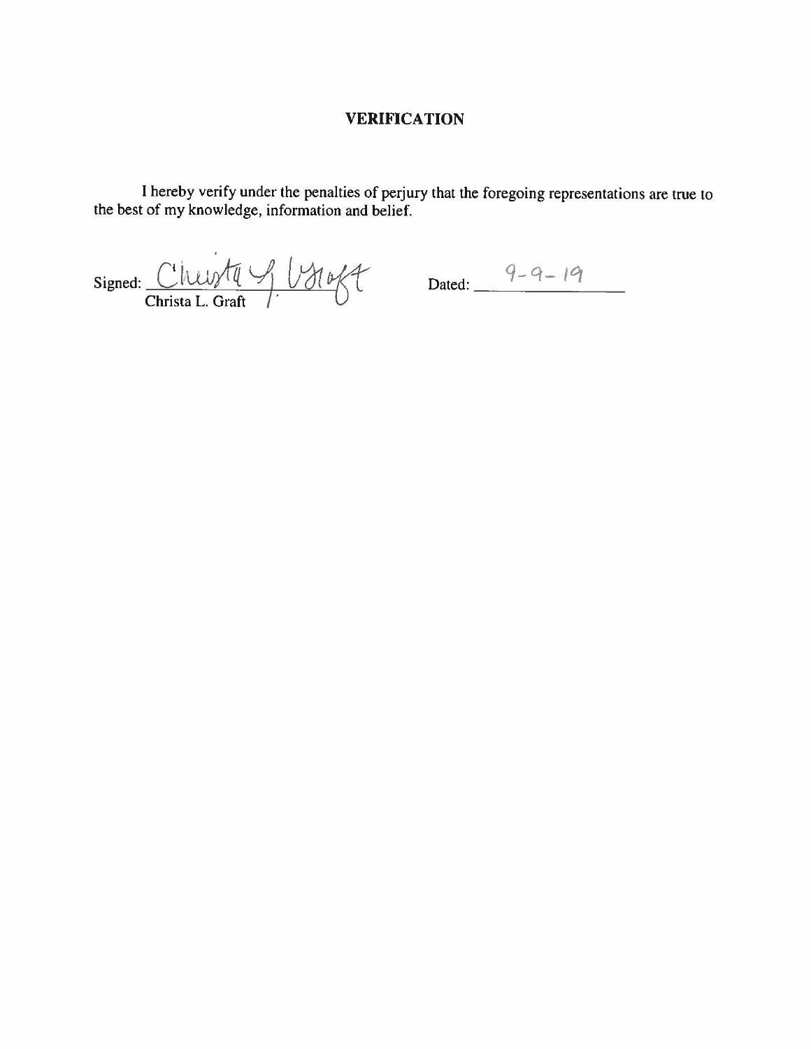## VERIFICATION

I hereby verify under the penalties of perjury that the foregoing representations are true to the best of my knowledge, information and belief.

Signed: Christa L. Graft

Christa L. Graft

Dated: 9-9-19